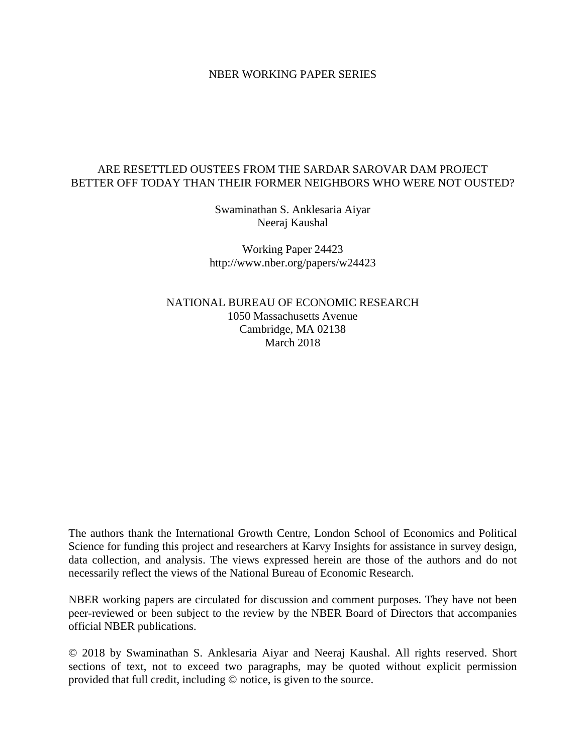NBER WORKING PAPER SERIES

# ARE RESETTLED OUSTEES FROM THE SARDAR SAROVAR DAM PROJECT BETTER OFF TODAY THAN THEIR FORMER NEIGHBORS WHO WERE NOT OUSTED?

Swaminathan S. Anklesaria Aiyar
Neeraj Kaushal

Working Paper 24423
http://www.nber.org/papers/w24423

NATIONAL BUREAU OF ECONOMIC RESEARCH
1050 Massachusetts Avenue
Cambridge, MA 02138
March 2018

The authors thank the International Growth Centre, London School of Economics and Political Science for funding this project and researchers at Karvy Insights for assistance in survey design, data collection, and analysis. The views expressed herein are those of the authors and do not necessarily reflect the views of the National Bureau of Economic Research.

NBER working papers are circulated for discussion and comment purposes. They have not been peer-reviewed or been subject to the review by the NBER Board of Directors that accompanies official NBER publications.

© 2018 by Swaminathan S. Anklesaria Aiyar and Neeraj Kaushal. All rights reserved. Short sections of text, not to exceed two paragraphs, may be quoted without explicit permission provided that full credit, including © notice, is given to the source.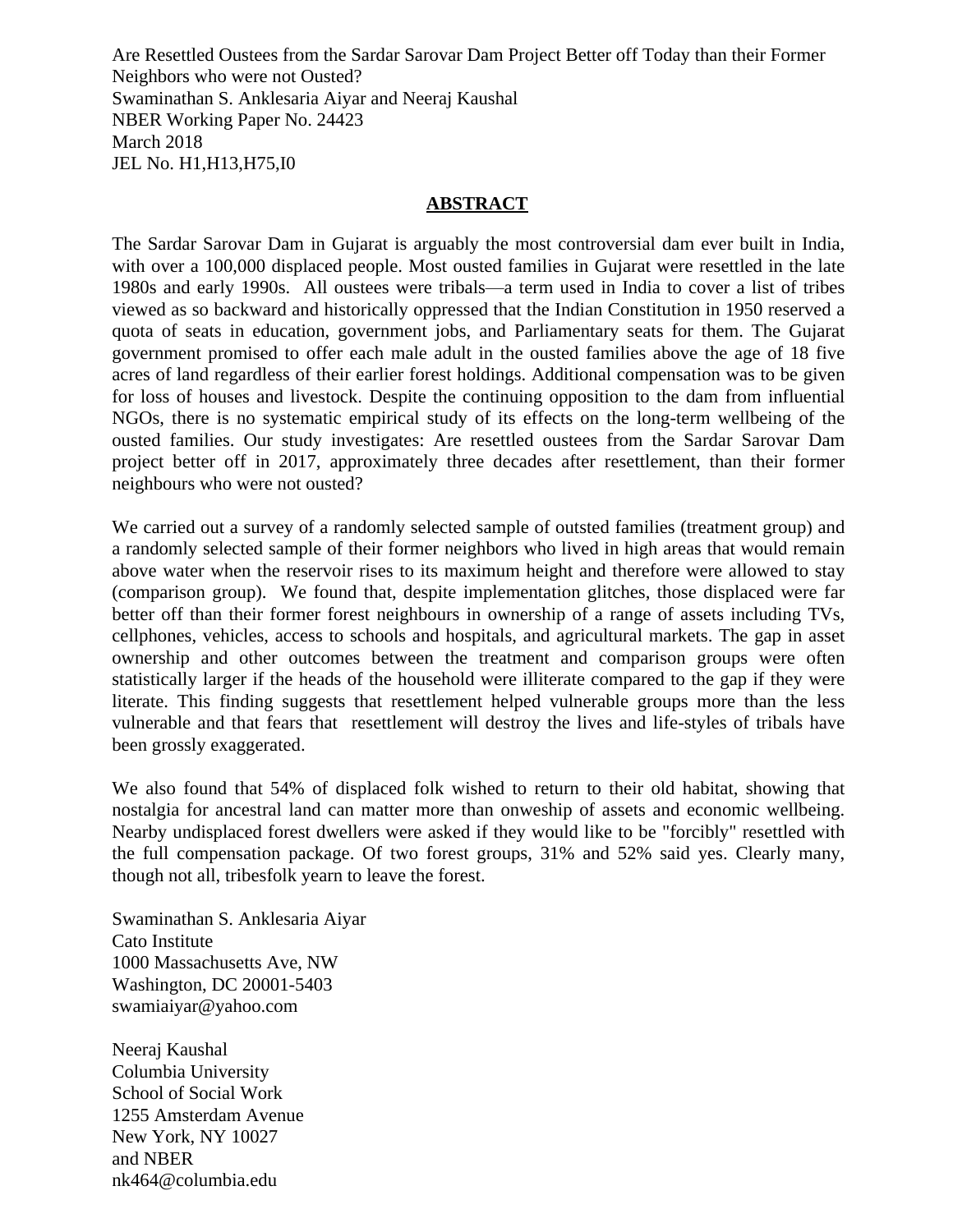Are Resettled Oustees from the Sardar Sarovar Dam Project Better off Today than their Former Neighbors who were not Ousted?
Swaminathan S. Anklesaria Aiyar and Neeraj Kaushal
NBER Working Paper No. 24423
March 2018
JEL No. H1,H13,H75,I0

## ABSTRACT

The Sardar Sarovar Dam in Gujarat is arguably the most controversial dam ever built in India, with over a 100,000 displaced people. Most ousted families in Gujarat were resettled in the late 1980s and early 1990s. All oustees were tribals—a term used in India to cover a list of tribes viewed as so backward and historically oppressed that the Indian Constitution in 1950 reserved a quota of seats in education, government jobs, and Parliamentary seats for them. The Gujarat government promised to offer each male adult in the ousted families above the age of 18 five acres of land regardless of their earlier forest holdings. Additional compensation was to be given for loss of houses and livestock. Despite the continuing opposition to the dam from influential NGOs, there is no systematic empirical study of its effects on the long-term wellbeing of the ousted families. Our study investigates: Are resettled oustees from the Sardar Sarovar Dam project better off in 2017, approximately three decades after resettlement, than their former neighbours who were not ousted?

We carried out a survey of a randomly selected sample of outsted families (treatment group) and a randomly selected sample of their former neighbors who lived in high areas that would remain above water when the reservoir rises to its maximum height and therefore were allowed to stay (comparison group). We found that, despite implementation glitches, those displaced were far better off than their former forest neighbours in ownership of a range of assets including TVs, cellphones, vehicles, access to schools and hospitals, and agricultural markets. The gap in asset ownership and other outcomes between the treatment and comparison groups were often statistically larger if the heads of the household were illiterate compared to the gap if they were literate. This finding suggests that resettlement helped vulnerable groups more than the less vulnerable and that fears that resettlement will destroy the lives and life-styles of tribals have been grossly exaggerated.

We also found that 54% of displaced folk wished to return to their old habitat, showing that nostalgia for ancestral land can matter more than onweship of assets and economic wellbeing. Nearby undisplaced forest dwellers were asked if they would like to be "forcibly" resettled with the full compensation package. Of two forest groups, 31% and 52% said yes. Clearly many, though not all, tribesfolk yearn to leave the forest.

Swaminathan S. Anklesaria Aiyar
Cato Institute
1000 Massachusetts Ave, NW
Washington, DC 20001-5403
swamiaiyar@yahoo.com

Neeraj Kaushal
Columbia University
School of Social Work
1255 Amsterdam Avenue
New York, NY 10027
and NBER
nk464@columbia.edu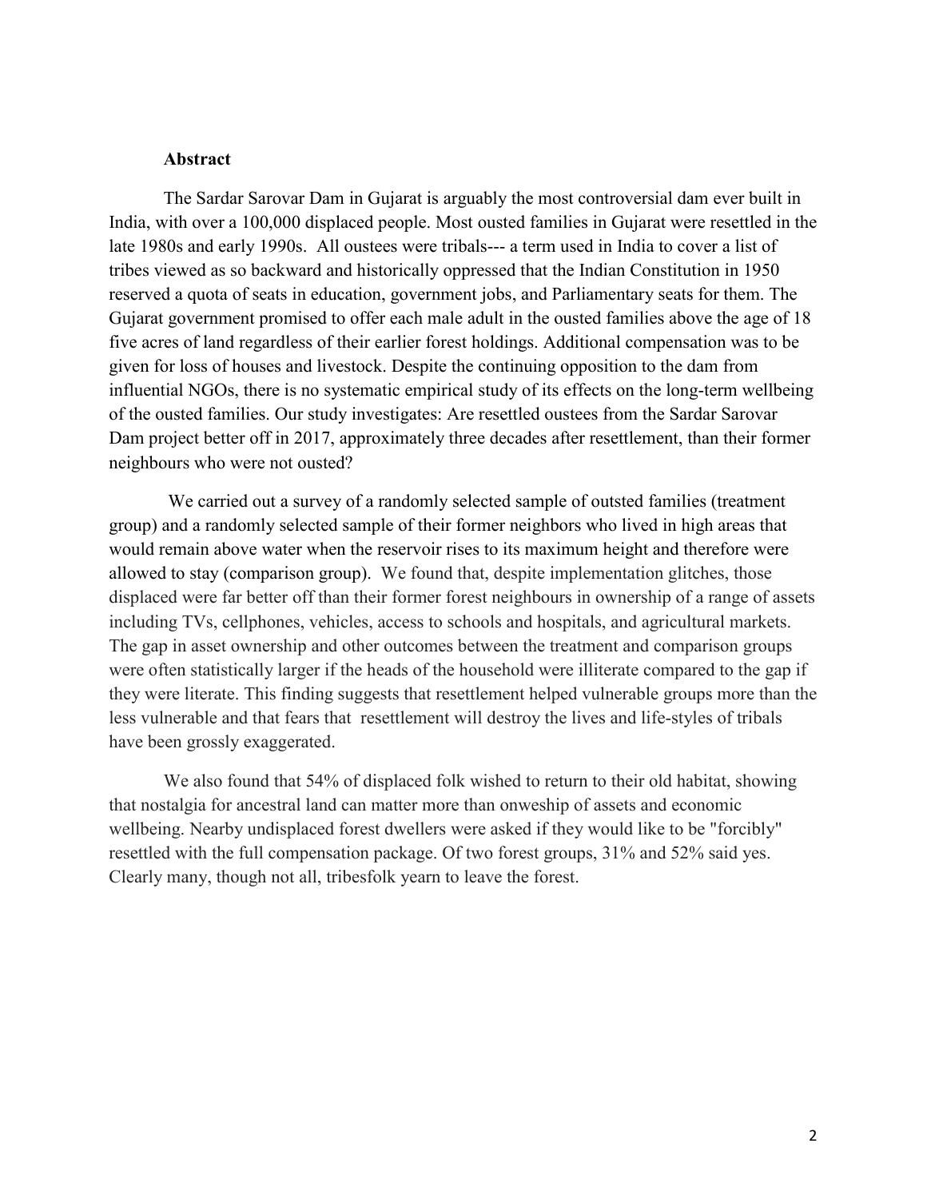**Abstract**

The Sardar Sarovar Dam in Gujarat is arguably the most controversial dam ever built in India, with over a 100,000 displaced people. Most ousted families in Gujarat were resettled in the late 1980s and early 1990s. All oustees were tribals--- a term used in India to cover a list of tribes viewed as so backward and historically oppressed that the Indian Constitution in 1950 reserved a quota of seats in education, government jobs, and Parliamentary seats for them. The Gujarat government promised to offer each male adult in the ousted families above the age of 18 five acres of land regardless of their earlier forest holdings. Additional compensation was to be given for loss of houses and livestock. Despite the continuing opposition to the dam from influential NGOs, there is no systematic empirical study of its effects on the long-term wellbeing of the ousted families. Our study investigates: Are resettled oustees from the Sardar Sarovar Dam project better off in 2017, approximately three decades after resettlement, than their former neighbours who were not ousted?

We carried out a survey of a randomly selected sample of outsted families (treatment group) and a randomly selected sample of their former neighbors who lived in high areas that would remain above water when the reservoir rises to its maximum height and therefore were allowed to stay (comparison group). We found that, despite implementation glitches, those displaced were far better off than their former forest neighbours in ownership of a range of assets including TVs, cellphones, vehicles, access to schools and hospitals, and agricultural markets. The gap in asset ownership and other outcomes between the treatment and comparison groups were often statistically larger if the heads of the household were illiterate compared to the gap if they were literate. This finding suggests that resettlement helped vulnerable groups more than the less vulnerable and that fears that resettlement will destroy the lives and life-styles of tribals have been grossly exaggerated.

We also found that 54% of displaced folk wished to return to their old habitat, showing that nostalgia for ancestral land can matter more than onweship of assets and economic wellbeing. Nearby undisplaced forest dwellers were asked if they would like to be "forcibly" resettled with the full compensation package. Of two forest groups, 31% and 52% said yes. Clearly many, though not all, tribesfolk yearn to leave the forest.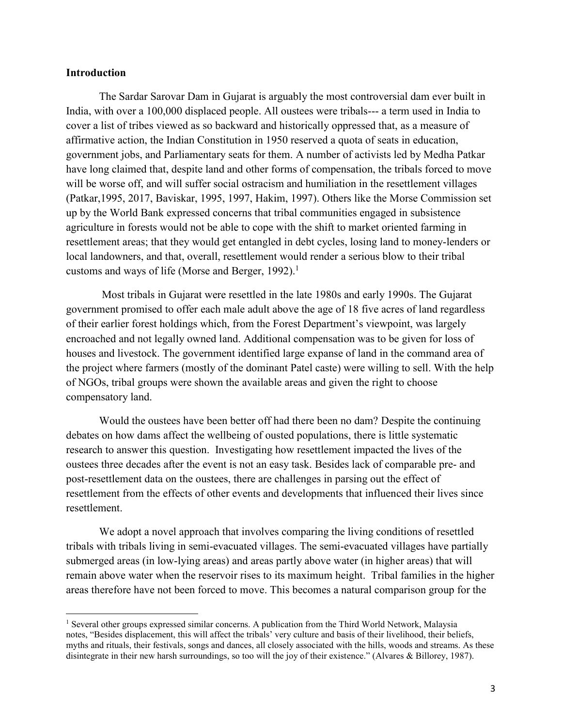## Introduction

The Sardar Sarovar Dam in Gujarat is arguably the most controversial dam ever built in India, with over a 100,000 displaced people. All oustees were tribals--- a term used in India to cover a list of tribes viewed as so backward and historically oppressed that, as a measure of affirmative action, the Indian Constitution in 1950 reserved a quota of seats in education, government jobs, and Parliamentary seats for them. A number of activists led by Medha Patkar have long claimed that, despite land and other forms of compensation, the tribals forced to move will be worse off, and will suffer social ostracism and humiliation in the resettlement villages (Patkar,1995, 2017, Baviskar, 1995, 1997, Hakim, 1997). Others like the Morse Commission set up by the World Bank expressed concerns that tribal communities engaged in subsistence agriculture in forests would not be able to cope with the shift to market oriented farming in resettlement areas; that they would get entangled in debt cycles, losing land to money-lenders or local landowners, and that, overall, resettlement would render a serious blow to their tribal customs and ways of life (Morse and Berger, 1992).[1]

Most tribals in Gujarat were resettled in the late 1980s and early 1990s. The Gujarat government promised to offer each male adult above the age of 18 five acres of land regardless of their earlier forest holdings which, from the Forest Department's viewpoint, was largely encroached and not legally owned land. Additional compensation was to be given for loss of houses and livestock. The government identified large expanse of land in the command area of the project where farmers (mostly of the dominant Patel caste) were willing to sell. With the help of NGOs, tribal groups were shown the available areas and given the right to choose compensatory land.

Would the oustees have been better off had there been no dam? Despite the continuing debates on how dams affect the wellbeing of ousted populations, there is little systematic research to answer this question. Investigating how resettlement impacted the lives of the oustees three decades after the event is not an easy task. Besides lack of comparable pre- and post-resettlement data on the oustees, there are challenges in parsing out the effect of resettlement from the effects of other events and developments that influenced their lives since resettlement.

We adopt a novel approach that involves comparing the living conditions of resettled tribals with tribals living in semi-evacuated villages. The semi-evacuated villages have partially submerged areas (in low-lying areas) and areas partly above water (in higher areas) that will remain above water when the reservoir rises to its maximum height. Tribal families in the higher areas therefore have not been forced to move. This becomes a natural comparison group for the

---

[1] Several other groups expressed similar concerns. A publication from the Third World Network, Malaysia notes, "Besides displacement, this will affect the tribals' very culture and basis of their livelihood, their beliefs, myths and rituals, their festivals, songs and dances, all closely associated with the hills, woods and streams. As these disintegrate in their new harsh surroundings, so too will the joy of their existence." (Alvares & Billorey, 1987).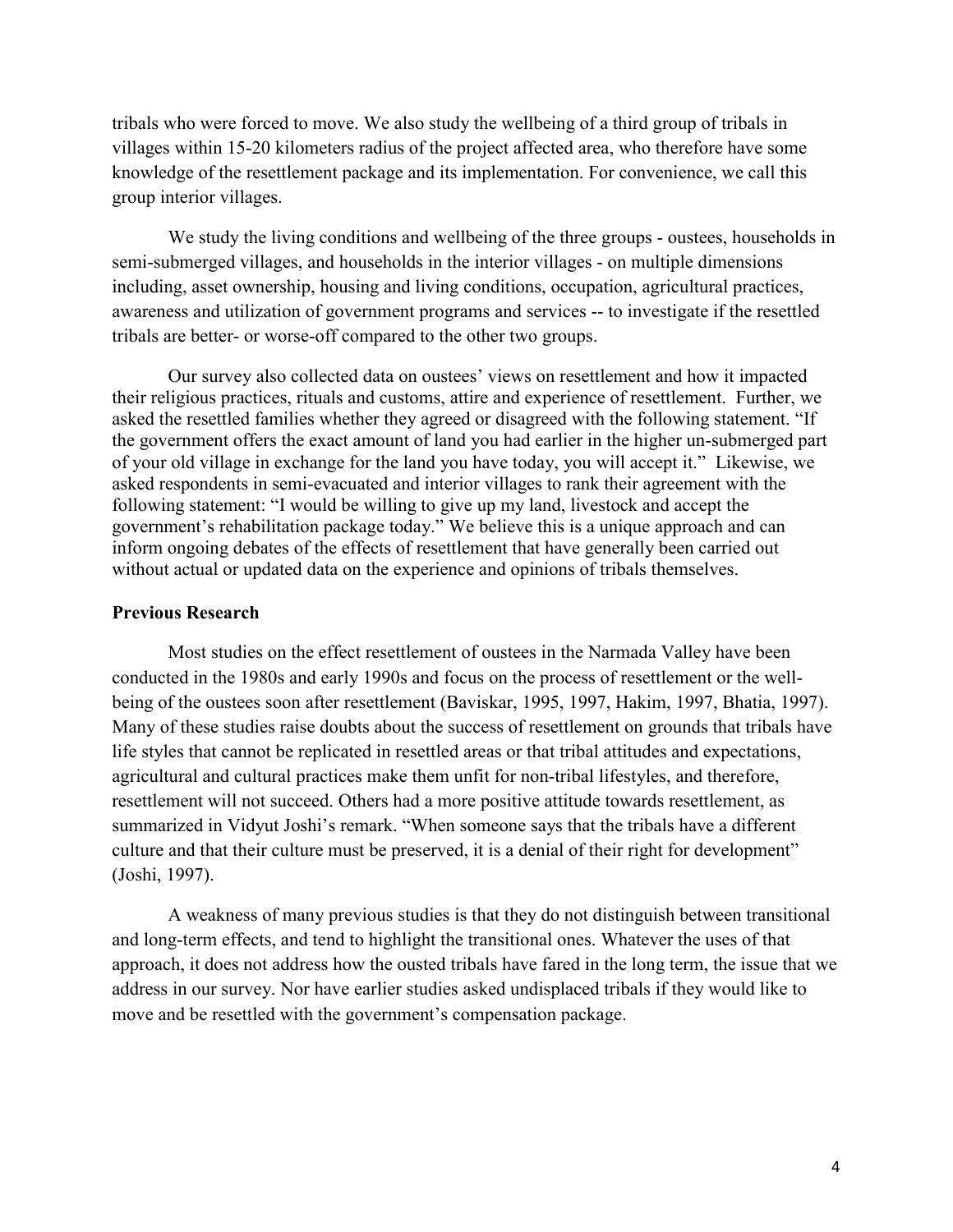tribals who were forced to move. We also study the wellbeing of a third group of tribals in villages within 15-20 kilometers radius of the project affected area, who therefore have some knowledge of the resettlement package and its implementation. For convenience, we call this group interior villages.

We study the living conditions and wellbeing of the three groups - oustees, households in semi-submerged villages, and households in the interior villages - on multiple dimensions including, asset ownership, housing and living conditions, occupation, agricultural practices, awareness and utilization of government programs and services -- to investigate if the resettled tribals are better- or worse-off compared to the other two groups.

Our survey also collected data on oustees' views on resettlement and how it impacted their religious practices, rituals and customs, attire and experience of resettlement. Further, we asked the resettled families whether they agreed or disagreed with the following statement. "If the government offers the exact amount of land you had earlier in the higher un-submerged part of your old village in exchange for the land you have today, you will accept it." Likewise, we asked respondents in semi-evacuated and interior villages to rank their agreement with the following statement: "I would be willing to give up my land, livestock and accept the government's rehabilitation package today." We believe this is a unique approach and can inform ongoing debates of the effects of resettlement that have generally been carried out without actual or updated data on the experience and opinions of tribals themselves.

**Previous Research**

Most studies on the effect resettlement of oustees in the Narmada Valley have been conducted in the 1980s and early 1990s and focus on the process of resettlement or the well-being of the oustees soon after resettlement (Baviskar, 1995, 1997, Hakim, 1997, Bhatia, 1997). Many of these studies raise doubts about the success of resettlement on grounds that tribals have life styles that cannot be replicated in resettled areas or that tribal attitudes and expectations, agricultural and cultural practices make them unfit for non-tribal lifestyles, and therefore, resettlement will not succeed. Others had a more positive attitude towards resettlement, as summarized in Vidyut Joshi's remark. "When someone says that the tribals have a different culture and that their culture must be preserved, it is a denial of their right for development" (Joshi, 1997).

A weakness of many previous studies is that they do not distinguish between transitional and long-term effects, and tend to highlight the transitional ones. Whatever the uses of that approach, it does not address how the ousted tribals have fared in the long term, the issue that we address in our survey. Nor have earlier studies asked undisplaced tribals if they would like to move and be resettled with the government's compensation package.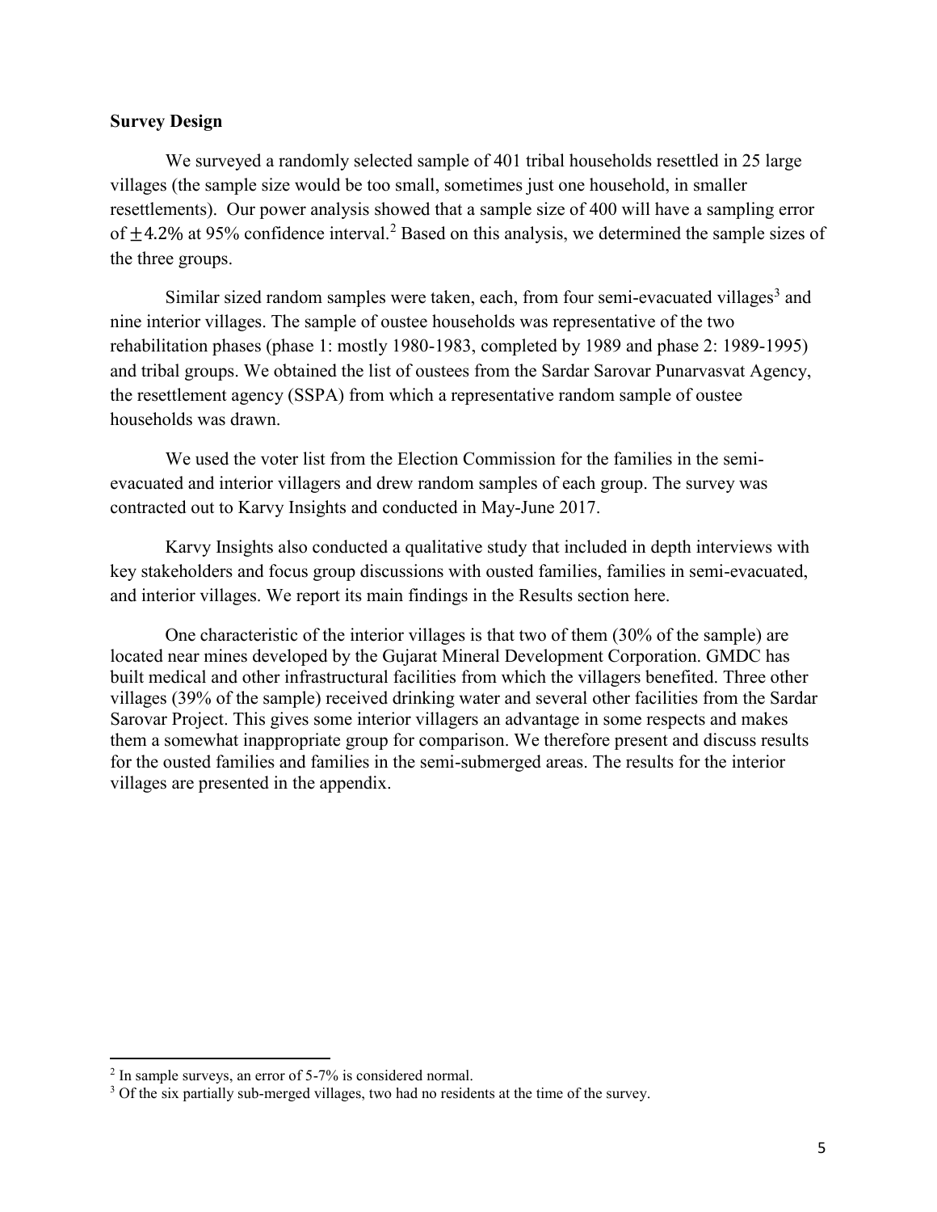## Survey Design

We surveyed a randomly selected sample of 401 tribal households resettled in 25 large villages (the sample size would be too small, sometimes just one household, in smaller resettlements). Our power analysis showed that a sample size of 400 will have a sampling error of ±4.2% at 95% confidence interval.[2] Based on this analysis, we determined the sample sizes of the three groups.

Similar sized random samples were taken, each, from four semi-evacuated villages[3] and nine interior villages. The sample of oustee households was representative of the two rehabilitation phases (phase 1: mostly 1980-1983, completed by 1989 and phase 2: 1989-1995) and tribal groups. We obtained the list of oustees from the Sardar Sarovar Punarvasvat Agency, the resettlement agency (SSPA) from which a representative random sample of oustee households was drawn.

We used the voter list from the Election Commission for the families in the semi-evacuated and interior villagers and drew random samples of each group. The survey was contracted out to Karvy Insights and conducted in May-June 2017.

Karvy Insights also conducted a qualitative study that included in depth interviews with key stakeholders and focus group discussions with ousted families, families in semi-evacuated, and interior villages. We report its main findings in the Results section here.

One characteristic of the interior villages is that two of them (30% of the sample) are located near mines developed by the Gujarat Mineral Development Corporation. GMDC has built medical and other infrastructural facilities from which the villagers benefited. Three other villages (39% of the sample) received drinking water and several other facilities from the Sardar Sarovar Project. This gives some interior villagers an advantage in some respects and makes them a somewhat inappropriate group for comparison. We therefore present and discuss results for the ousted families and families in the semi-submerged areas. The results for the interior villages are presented in the appendix.

---

[2] In sample surveys, an error of 5-7% is considered normal.

[3] Of the six partially sub-merged villages, two had no residents at the time of the survey.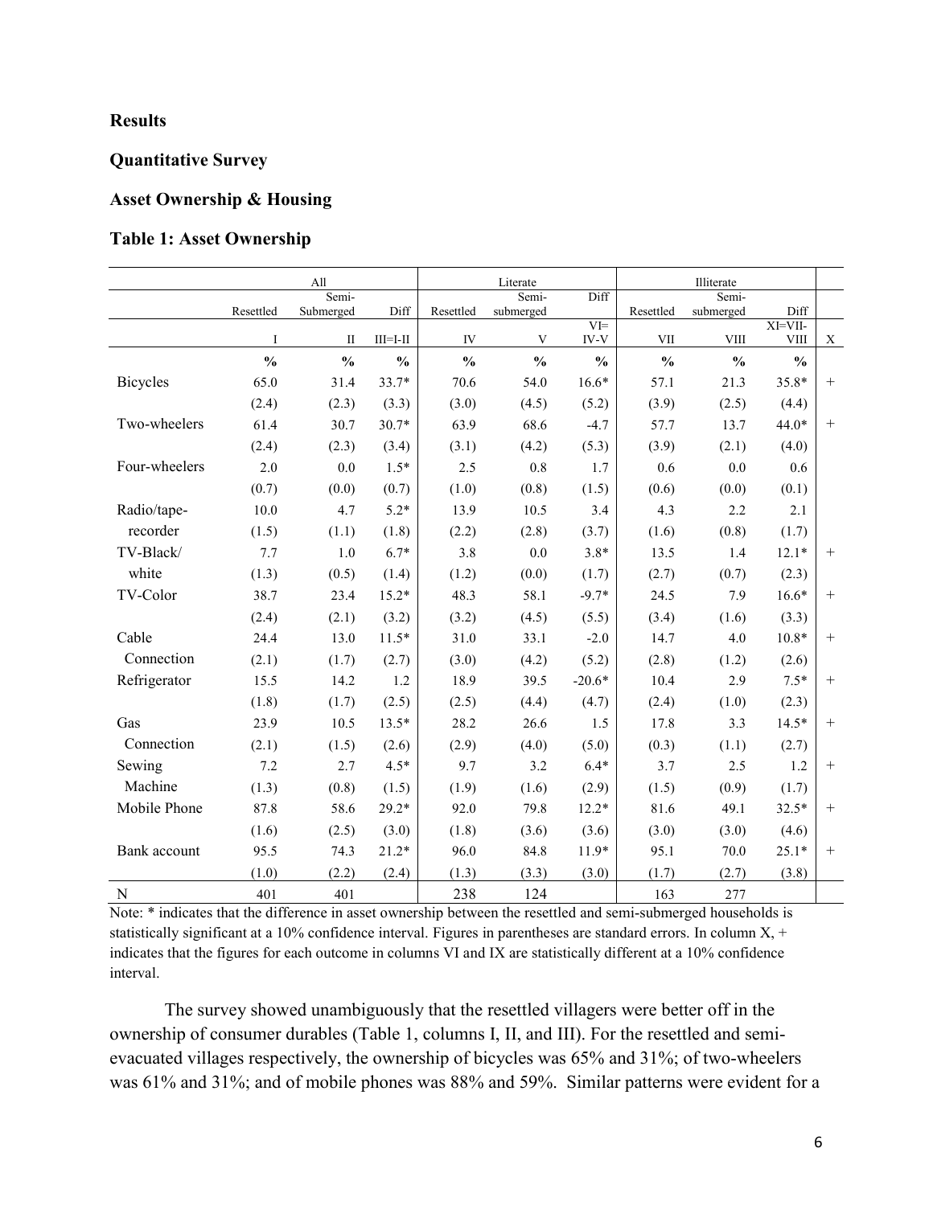**Results**

**Quantitative Survey**

**Asset Ownership & Housing**

**Table 1: Asset Ownership**

| | All | | | Literate | | | Illiterate | | | |
|---|---|---|---|---|---|---|---|---|---|---|
| | Resettled | Semi-Submerged | Diff | Resettled | Semi-submerged | Diff | Resettled | Semi-submerged | Diff | |
| | I | II | III=I-II | IV | V | VI= IV-V | VII | VIII | XI=VII-VIII | X |
| | % | % | % | % | % | % | % | % | % | |
| Bicycles | 65.0 | 31.4 | 33.7* | 70.6 | 54.0 | 16.6* | 57.1 | 21.3 | 35.8* | + |
| | (2.4) | (2.3) | (3.3) | (3.0) | (4.5) | (5.2) | (3.9) | (2.5) | (4.4) | |
| Two-wheelers | 61.4 | 30.7 | 30.7* | 63.9 | 68.6 | -4.7 | 57.7 | 13.7 | 44.0* | + |
| | (2.4) | (2.3) | (3.4) | (3.1) | (4.2) | (5.3) | (3.9) | (2.1) | (4.0) | |
| Four-wheelers | 2.0 | 0.0 | 1.5* | 2.5 | 0.8 | 1.7 | 0.6 | 0.0 | 0.6 | |
| | (0.7) | (0.0) | (0.7) | (1.0) | (0.8) | (1.5) | (0.6) | (0.0) | (0.1) | |
| Radio/tape-recorder | 10.0 | 4.7 | 5.2* | 13.9 | 10.5 | 3.4 | 4.3 | 2.2 | 2.1 | |
| | (1.5) | (1.1) | (1.8) | (2.2) | (2.8) | (3.7) | (1.6) | (0.8) | (1.7) | |
| TV-Black/ white | 7.7 | 1.0 | 6.7* | 3.8 | 0.0 | 3.8* | 13.5 | 1.4 | 12.1* | + |
| | (1.3) | (0.5) | (1.4) | (1.2) | (0.0) | (1.7) | (2.7) | (0.7) | (2.3) | |
| TV-Color | 38.7 | 23.4 | 15.2* | 48.3 | 58.1 | -9.7* | 24.5 | 7.9 | 16.6* | + |
| | (2.4) | (2.1) | (3.2) | (3.2) | (4.5) | (5.5) | (3.4) | (1.6) | (3.3) | |
| Cable Connection | 24.4 | 13.0 | 11.5* | 31.0 | 33.1 | -2.0 | 14.7 | 4.0 | 10.8* | + |
| | (2.1) | (1.7) | (2.7) | (3.0) | (4.2) | (5.2) | (2.8) | (1.2) | (2.6) | |
| Refrigerator | 15.5 | 14.2 | 1.2 | 18.9 | 39.5 | -20.6* | 10.4 | 2.9 | 7.5* | + |
| | (1.8) | (1.7) | (2.5) | (2.5) | (4.4) | (4.7) | (2.4) | (1.0) | (2.3) | |
| Gas Connection | 23.9 | 10.5 | 13.5* | 28.2 | 26.6 | 1.5 | 17.8 | 3.3 | 14.5* | + |
| | (2.1) | (1.5) | (2.6) | (2.9) | (4.0) | (5.0) | (0.3) | (1.1) | (2.7) | |
| Sewing Machine | 7.2 | 2.7 | 4.5* | 9.7 | 3.2 | 6.4* | 3.7 | 2.5 | 1.2 | + |
| | (1.3) | (0.8) | (1.5) | (1.9) | (1.6) | (2.9) | (1.5) | (0.9) | (1.7) | |
| Mobile Phone | 87.8 | 58.6 | 29.2* | 92.0 | 79.8 | 12.2* | 81.6 | 49.1 | 32.5* | + |
| | (1.6) | (2.5) | (3.0) | (1.8) | (3.6) | (3.6) | (3.0) | (3.0) | (4.6) | |
| Bank account | 95.5 | 74.3 | 21.2* | 96.0 | 84.8 | 11.9* | 95.1 | 70.0 | 25.1* | + |
| | (1.0) | (2.2) | (2.4) | (1.3) | (3.3) | (3.0) | (1.7) | (2.7) | (3.8) | |
| N | 401 | 401 | | 238 | 124 | | 163 | 277 | | |

Note: * indicates that the difference in asset ownership between the resettled and semi-submerged households is statistically significant at a 10% confidence interval. Figures in parentheses are standard errors. In column X, + indicates that the figures for each outcome in columns VI and IX are statistically different at a 10% confidence interval.

The survey showed unambiguously that the resettled villagers were better off in the ownership of consumer durables (Table 1, columns I, II, and III). For the resettled and semi-evacuated villages respectively, the ownership of bicycles was 65% and 31%; of two-wheelers was 61% and 31%; and of mobile phones was 88% and 59%. Similar patterns were evident for a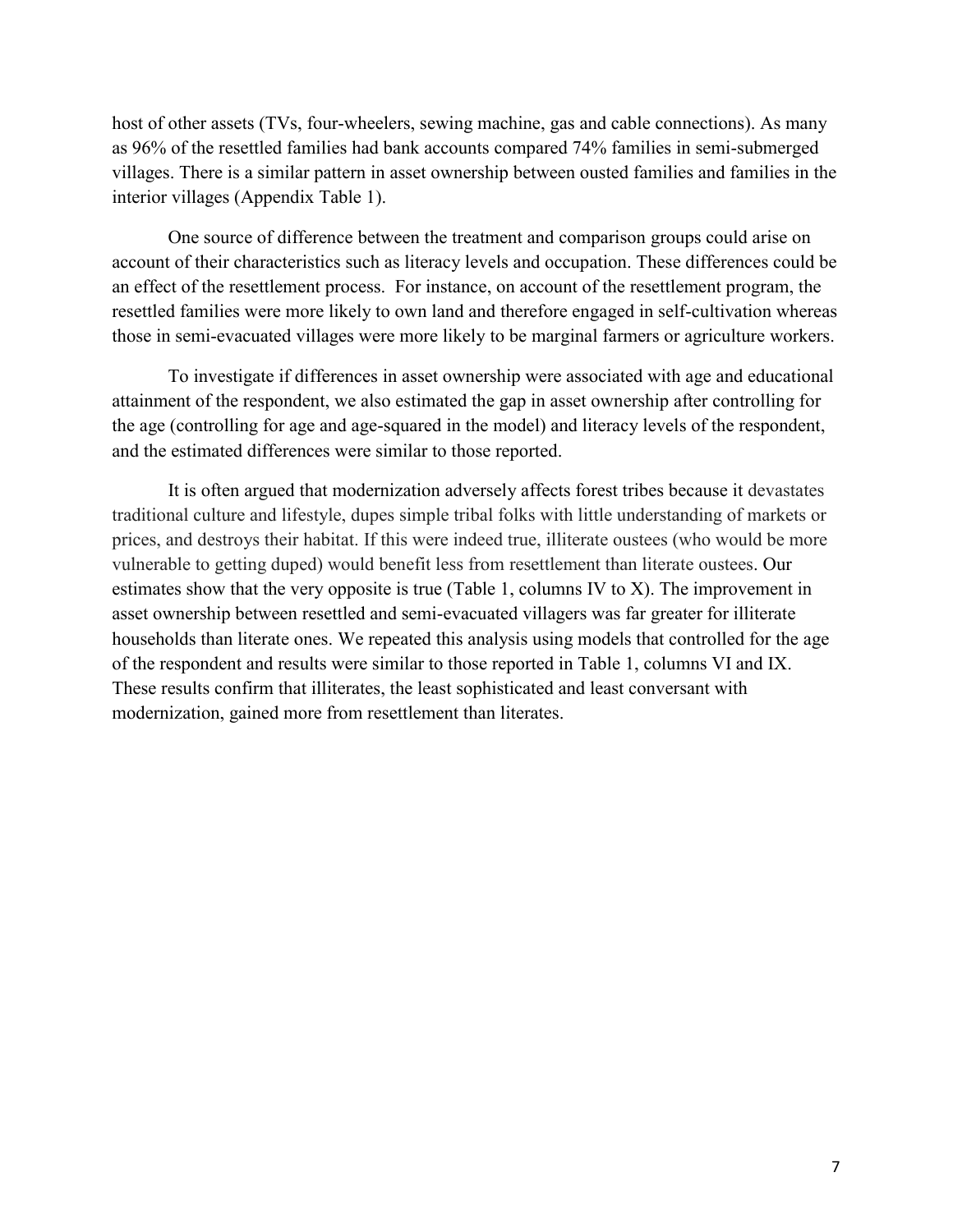host of other assets (TVs, four-wheelers, sewing machine, gas and cable connections). As many as 96% of the resettled families had bank accounts compared 74% families in semi-submerged villages. There is a similar pattern in asset ownership between ousted families and families in the interior villages (Appendix Table 1).

One source of difference between the treatment and comparison groups could arise on account of their characteristics such as literacy levels and occupation. These differences could be an effect of the resettlement process. For instance, on account of the resettlement program, the resettled families were more likely to own land and therefore engaged in self-cultivation whereas those in semi-evacuated villages were more likely to be marginal farmers or agriculture workers.

To investigate if differences in asset ownership were associated with age and educational attainment of the respondent, we also estimated the gap in asset ownership after controlling for the age (controlling for age and age-squared in the model) and literacy levels of the respondent, and the estimated differences were similar to those reported.

It is often argued that modernization adversely affects forest tribes because it devastates traditional culture and lifestyle, dupes simple tribal folks with little understanding of markets or prices, and destroys their habitat. If this were indeed true, illiterate oustees (who would be more vulnerable to getting duped) would benefit less from resettlement than literate oustees. Our estimates show that the very opposite is true (Table 1, columns IV to X). The improvement in asset ownership between resettled and semi-evacuated villagers was far greater for illiterate households than literate ones. We repeated this analysis using models that controlled for the age of the respondent and results were similar to those reported in Table 1, columns VI and IX. These results confirm that illiterates, the least sophisticated and least conversant with modernization, gained more from resettlement than literates.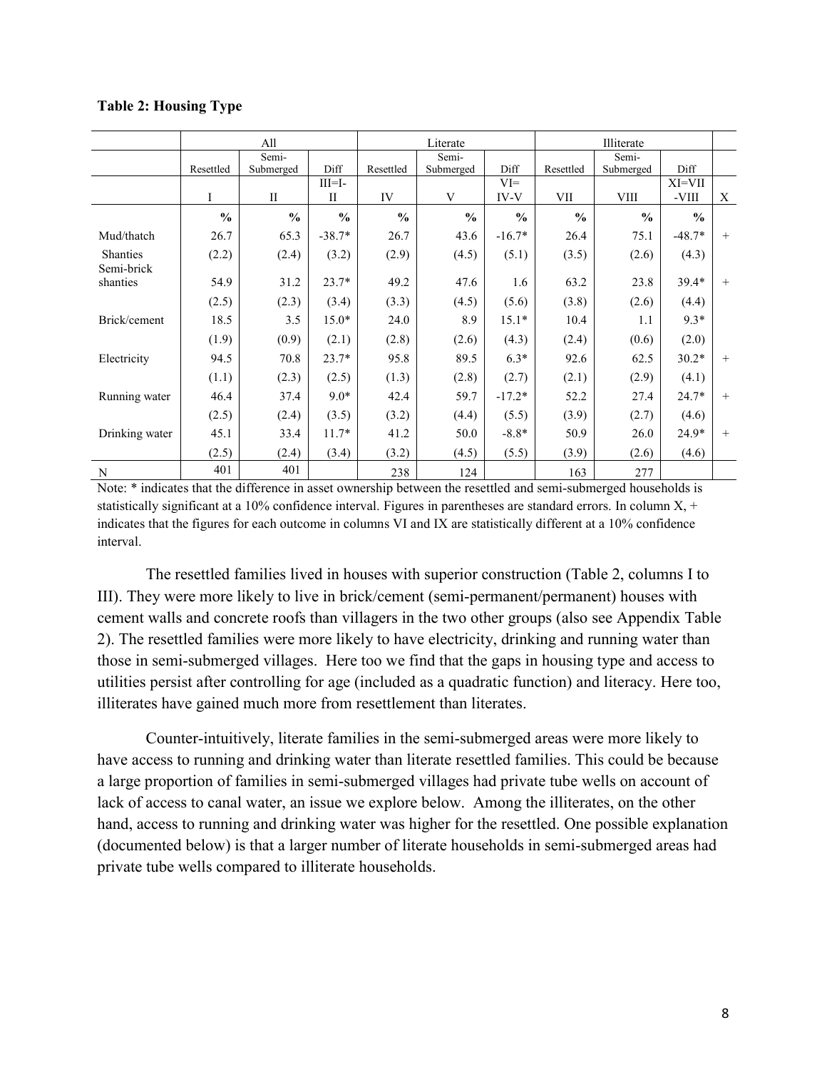**Table 2: Housing Type**

| | All | | | Literate | | | Illiterate | | | |
|---|---|---|---|---|---|---|---|---|---|---|
| | Resettled | Semi-Submerged | Diff | Resettled | Semi-Submerged | Diff | Resettled | Semi-Submerged | Diff | |
| | I | II | III=I-II | IV | V | VI=IV-V | VII | VIII | XI=VII-VIII | X |
| | % | % | % | % | % | % | % | % | % | |
| Mud/thatch Shanties | 26.7 | 65.3 | -38.7* | 26.7 | 43.6 | -16.7* | 26.4 | 75.1 | -48.7* | + |
| | (2.2) | (2.4) | (3.2) | (2.9) | (4.5) | (5.1) | (3.5) | (2.6) | (4.3) | |
| Semi-brick shanties | 54.9 | 31.2 | 23.7* | 49.2 | 47.6 | 1.6 | 63.2 | 23.8 | 39.4* | + |
| | (2.5) | (2.3) | (3.4) | (3.3) | (4.5) | (5.6) | (3.8) | (2.6) | (4.4) | |
| Brick/cement | 18.5 | 3.5 | 15.0* | 24.0 | 8.9 | 15.1* | 10.4 | 1.1 | 9.3* | |
| | (1.9) | (0.9) | (2.1) | (2.8) | (2.6) | (4.3) | (2.4) | (0.6) | (2.0) | |
| Electricity | 94.5 | 70.8 | 23.7* | 95.8 | 89.5 | 6.3* | 92.6 | 62.5 | 30.2* | + |
| | (1.1) | (2.3) | (2.5) | (1.3) | (2.8) | (2.7) | (2.1) | (2.9) | (4.1) | |
| Running water | 46.4 | 37.4 | 9.0* | 42.4 | 59.7 | -17.2* | 52.2 | 27.4 | 24.7* | + |
| | (2.5) | (2.4) | (3.5) | (3.2) | (4.4) | (5.5) | (3.9) | (2.7) | (4.6) | |
| Drinking water | 45.1 | 33.4 | 11.7* | 41.2 | 50.0 | -8.8* | 50.9 | 26.0 | 24.9* | + |
| | (2.5) | (2.4) | (3.4) | (3.2) | (4.5) | (5.5) | (3.9) | (2.6) | (4.6) | |
| N | 401 | 401 | | 238 | 124 | | 163 | 277 | | |

Note: * indicates that the difference in asset ownership between the resettled and semi-submerged households is statistically significant at a 10% confidence interval. Figures in parentheses are standard errors. In column X, + indicates that the figures for each outcome in columns VI and IX are statistically different at a 10% confidence interval.

The resettled families lived in houses with superior construction (Table 2, columns I to III). They were more likely to live in brick/cement (semi-permanent/permanent) houses with cement walls and concrete roofs than villagers in the two other groups (also see Appendix Table 2). The resettled families were more likely to have electricity, drinking and running water than those in semi-submerged villages. Here too we find that the gaps in housing type and access to utilities persist after controlling for age (included as a quadratic function) and literacy. Here too, illiterates have gained much more from resettlement than literates.

Counter-intuitively, literate families in the semi-submerged areas were more likely to have access to running and drinking water than literate resettled families. This could be because a large proportion of families in semi-submerged villages had private tube wells on account of lack of access to canal water, an issue we explore below. Among the illiterates, on the other hand, access to running and drinking water was higher for the resettled. One possible explanation (documented below) is that a larger number of literate households in semi-submerged areas had private tube wells compared to illiterate households.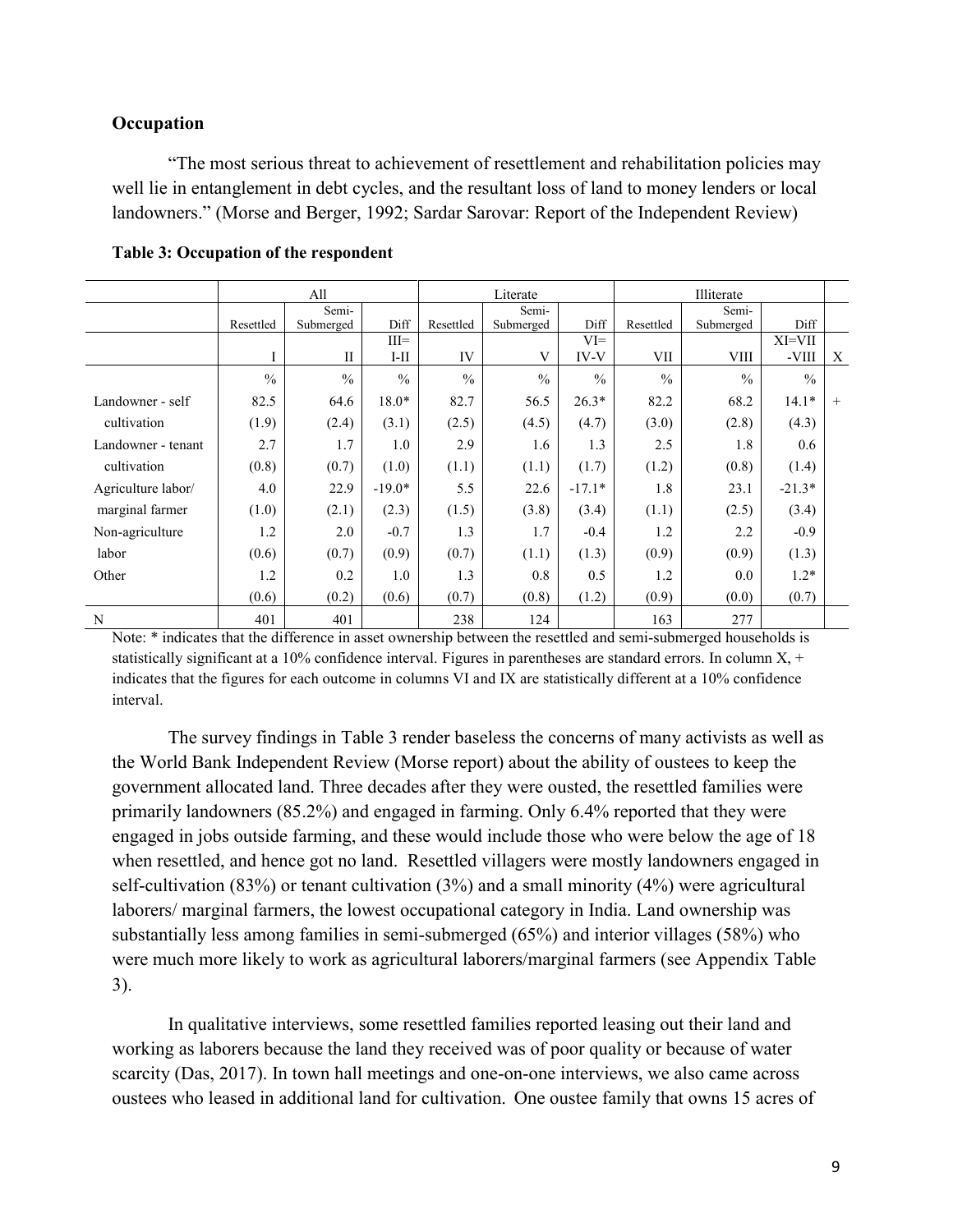### Occupation

"The most serious threat to achievement of resettlement and rehabilitation policies may well lie in entanglement in debt cycles, and the resultant loss of land to money lenders or local landowners." (Morse and Berger, 1992; Sardar Sarovar: Report of the Independent Review)

**Table 3: Occupation of the respondent**

| | All | | | Literate | | | Illiterate | | | |
|---|---|---|---|---|---|---|---|---|---|---|
| | Resettled | Semi-Submerged | Diff | Resettled | Semi-Submerged | Diff | Resettled | Semi-Submerged | Diff | |
| | I | II | III=I-II | IV | V | VI=IV-V | VII | VIII | XI=VII-VIII | X |
| | % | % | % | % | % | % | % | % | % | |
| Landowner - self | 82.5 | 64.6 | 18.0* | 82.7 | 56.5 | 26.3* | 82.2 | 68.2 | 14.1* | + |
| cultivation | (1.9) | (2.4) | (3.1) | (2.5) | (4.5) | (4.7) | (3.0) | (2.8) | (4.3) | |
| Landowner - tenant | 2.7 | 1.7 | 1.0 | 2.9 | 1.6 | 1.3 | 2.5 | 1.8 | 0.6 | |
| cultivation | (0.8) | (0.7) | (1.0) | (1.1) | (1.1) | (1.7) | (1.2) | (0.8) | (1.4) | |
| Agriculture labor/ | 4.0 | 22.9 | -19.0* | 5.5 | 22.6 | -17.1* | 1.8 | 23.1 | -21.3* | |
| marginal farmer | (1.0) | (2.1) | (2.3) | (1.5) | (3.8) | (3.4) | (1.1) | (2.5) | (3.4) | |
| Non-agriculture | 1.2 | 2.0 | -0.7 | 1.3 | 1.7 | -0.4 | 1.2 | 2.2 | -0.9 | |
| labor | (0.6) | (0.7) | (0.9) | (0.7) | (1.1) | (1.3) | (0.9) | (0.9) | (1.3) | |
| Other | 1.2 | 0.2 | 1.0 | 1.3 | 0.8 | 0.5 | 1.2 | 0.0 | 1.2* | |
| | (0.6) | (0.2) | (0.6) | (0.7) | (0.8) | (1.2) | (0.9) | (0.0) | (0.7) | |
| N | 401 | 401 | | 238 | 124 | | 163 | 277 | | |

Note: * indicates that the difference in asset ownership between the resettled and semi-submerged households is statistically significant at a 10% confidence interval. Figures in parentheses are standard errors. In column X, + indicates that the figures for each outcome in columns VI and IX are statistically different at a 10% confidence interval.

The survey findings in Table 3 render baseless the concerns of many activists as well as the World Bank Independent Review (Morse report) about the ability of oustees to keep the government allocated land. Three decades after they were ousted, the resettled families were primarily landowners (85.2%) and engaged in farming. Only 6.4% reported that they were engaged in jobs outside farming, and these would include those who were below the age of 18 when resettled, and hence got no land. Resettled villagers were mostly landowners engaged in self-cultivation (83%) or tenant cultivation (3%) and a small minority (4%) were agricultural laborers/ marginal farmers, the lowest occupational category in India. Land ownership was substantially less among families in semi-submerged (65%) and interior villages (58%) who were much more likely to work as agricultural laborers/marginal farmers (see Appendix Table 3).

In qualitative interviews, some resettled families reported leasing out their land and working as laborers because the land they received was of poor quality or because of water scarcity (Das, 2017). In town hall meetings and one-on-one interviews, we also came across oustees who leased in additional land for cultivation. One oustee family that owns 15 acres of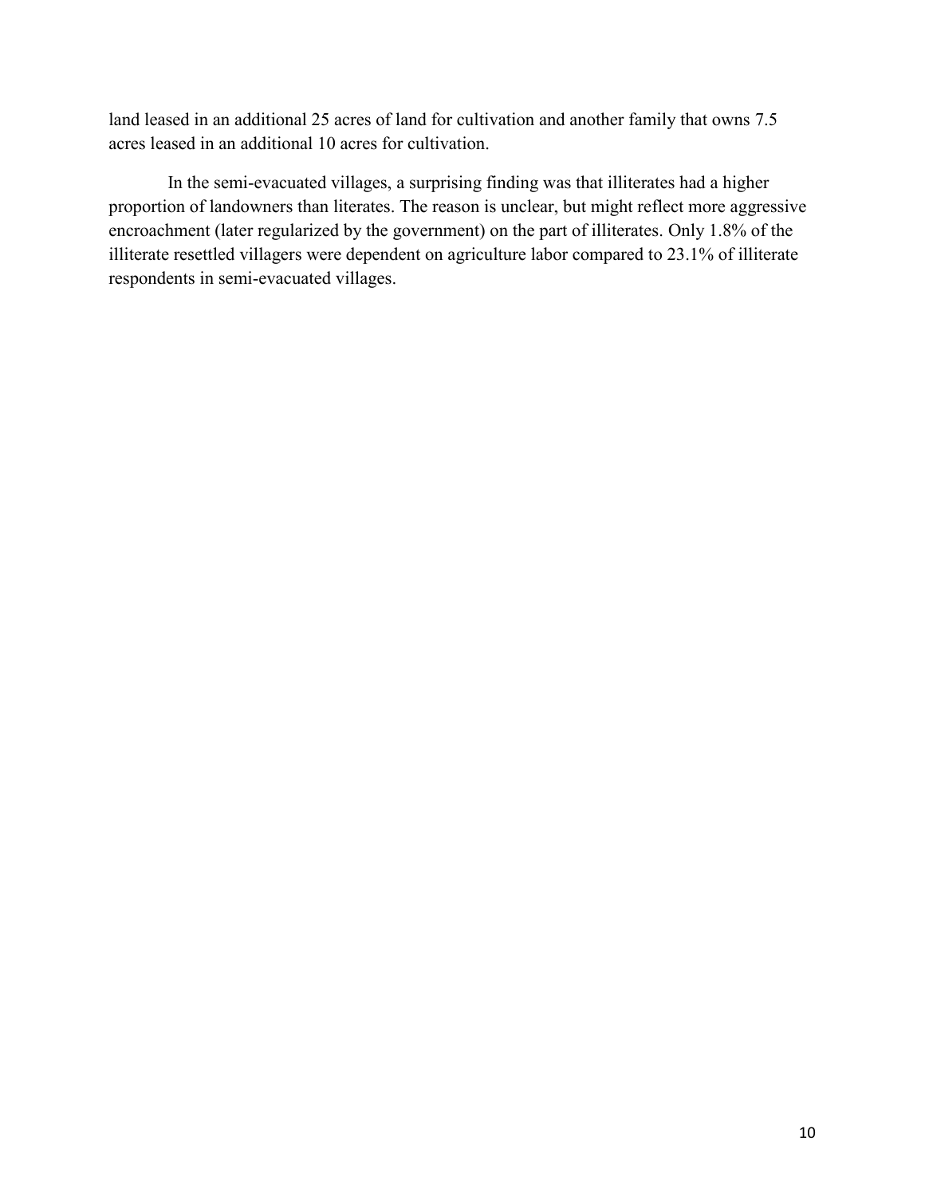land leased in an additional 25 acres of land for cultivation and another family that owns 7.5 acres leased in an additional 10 acres for cultivation.

In the semi-evacuated villages, a surprising finding was that illiterates had a higher proportion of landowners than literates. The reason is unclear, but might reflect more aggressive encroachment (later regularized by the government) on the part of illiterates. Only 1.8% of the illiterate resettled villagers were dependent on agriculture labor compared to 23.1% of illiterate respondents in semi-evacuated villages.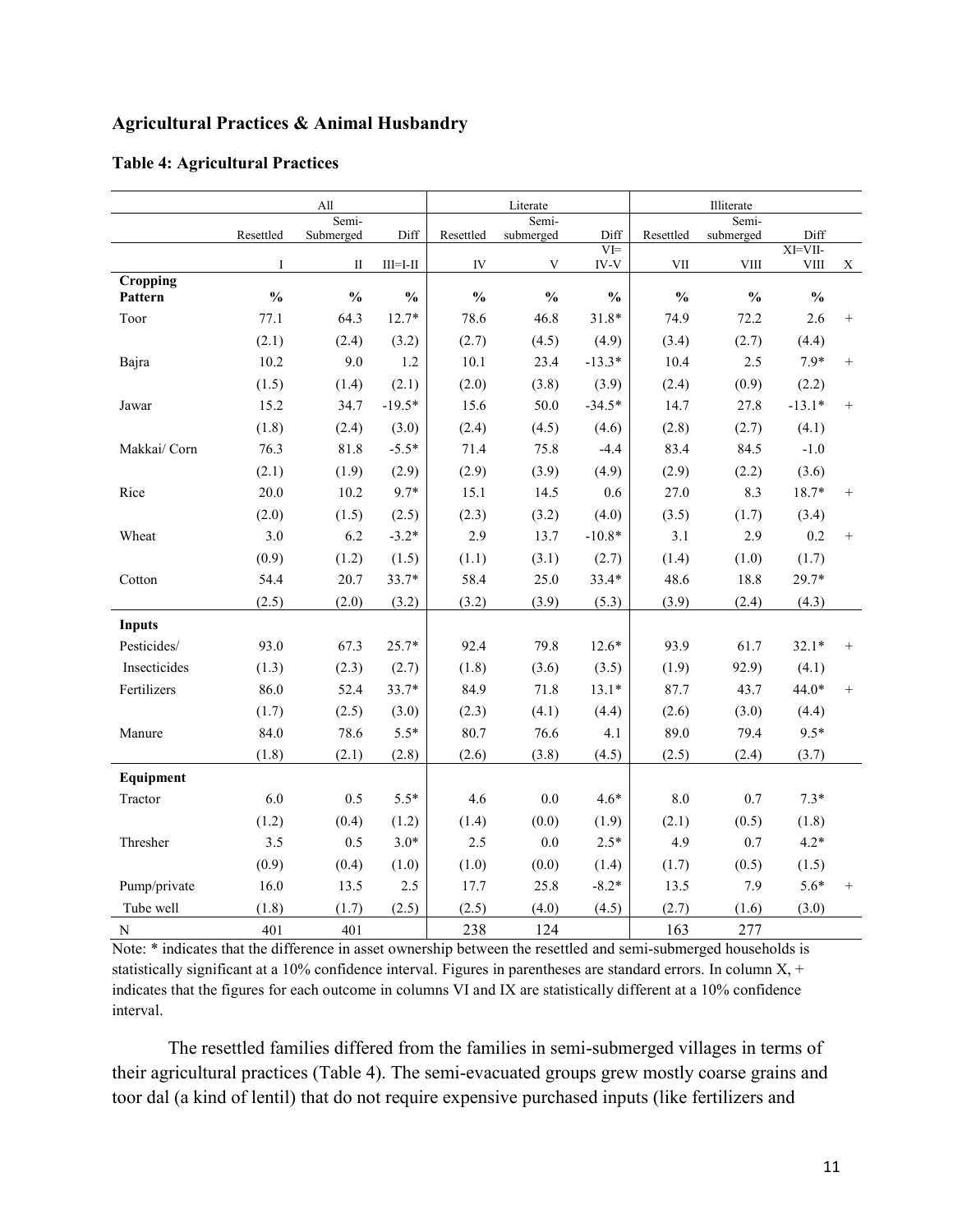## Agricultural Practices & Animal Husbandry

**Table 4: Agricultural Practices**

| | All | | | Literate | | | Illiterate | | | |
|---|---|---|---|---|---|---|---|---|---|---|
| | Resettled | Semi-Submerged | Diff | Resettled | Semi-submerged | Diff | Resettled | Semi-submerged | Diff | |
| | I | II | III=I-II | IV | V | VI=IV-V | VII | VIII | XI=VII-VIII | X |
| **Cropping Pattern** | **%** | **%** | **%** | **%** | **%** | **%** | **%** | **%** | **%** | |
| Toor | 77.1 | 64.3 | 12.7* | 78.6 | 46.8 | 31.8* | 74.9 | 72.2 | 2.6 | + |
| | (2.1) | (2.4) | (3.2) | (2.7) | (4.5) | (4.9) | (3.4) | (2.7) | (4.4) | |
| Bajra | 10.2 | 9.0 | 1.2 | 10.1 | 23.4 | -13.3* | 10.4 | 2.5 | 7.9* | + |
| | (1.5) | (1.4) | (2.1) | (2.0) | (3.8) | (3.9) | (2.4) | (0.9) | (2.2) | |
| Jawar | 15.2 | 34.7 | -19.5* | 15.6 | 50.0 | -34.5* | 14.7 | 27.8 | -13.1* | + |
| | (1.8) | (2.4) | (3.0) | (2.4) | (4.5) | (4.6) | (2.8) | (2.7) | (4.1) | |
| Makkai/ Corn | 76.3 | 81.8 | -5.5* | 71.4 | 75.8 | -4.4 | 83.4 | 84.5 | -1.0 | |
| | (2.1) | (1.9) | (2.9) | (2.9) | (3.9) | (4.9) | (2.9) | (2.2) | (3.6) | |
| Rice | 20.0 | 10.2 | 9.7* | 15.1 | 14.5 | 0.6 | 27.0 | 8.3 | 18.7* | + |
| | (2.0) | (1.5) | (2.5) | (2.3) | (3.2) | (4.0) | (3.5) | (1.7) | (3.4) | |
| Wheat | 3.0 | 6.2 | -3.2* | 2.9 | 13.7 | -10.8* | 3.1 | 2.9 | 0.2 | + |
| | (0.9) | (1.2) | (1.5) | (1.1) | (3.1) | (2.7) | (1.4) | (1.0) | (1.7) | |
| Cotton | 54.4 | 20.7 | 33.7* | 58.4 | 25.0 | 33.4* | 48.6 | 18.8 | 29.7* | |
| | (2.5) | (2.0) | (3.2) | (3.2) | (3.9) | (5.3) | (3.9) | (2.4) | (4.3) | |
| **Inputs** | | | | | | | | | | |
| Pesticides/ Insecticides | 93.0 | 67.3 | 25.7* | 92.4 | 79.8 | 12.6* | 93.9 | 61.7 | 32.1* | + |
| | (1.3) | (2.3) | (2.7) | (1.8) | (3.6) | (3.5) | (1.9) | 92.9) | (4.1) | |
| Fertilizers | 86.0 | 52.4 | 33.7* | 84.9 | 71.8 | 13.1* | 87.7 | 43.7 | 44.0* | + |
| | (1.7) | (2.5) | (3.0) | (2.3) | (4.1) | (4.4) | (2.6) | (3.0) | (4.4) | |
| Manure | 84.0 | 78.6 | 5.5* | 80.7 | 76.6 | 4.1 | 89.0 | 79.4 | 9.5* | |
| | (1.8) | (2.1) | (2.8) | (2.6) | (3.8) | (4.5) | (2.5) | (2.4) | (3.7) | |
| **Equipment** | | | | | | | | | | |
| Tractor | 6.0 | 0.5 | 5.5* | 4.6 | 0.0 | 4.6* | 8.0 | 0.7 | 7.3* | |
| | (1.2) | (0.4) | (1.2) | (1.4) | (0.0) | (1.9) | (2.1) | (0.5) | (1.8) | |
| Thresher | 3.5 | 0.5 | 3.0* | 2.5 | 0.0 | 2.5* | 4.9 | 0.7 | 4.2* | |
| | (0.9) | (0.4) | (1.0) | (1.0) | (0.0) | (1.4) | (1.7) | (0.5) | (1.5) | |
| Pump/private Tube well | 16.0 | 13.5 | 2.5 | 17.7 | 25.8 | -8.2* | 13.5 | 7.9 | 5.6* | + |
| | (1.8) | (1.7) | (2.5) | (2.5) | (4.0) | (4.5) | (2.7) | (1.6) | (3.0) | |
| N | 401 | 401 | | 238 | 124 | | 163 | 277 | | |

Note: * indicates that the difference in asset ownership between the resettled and semi-submerged households is statistically significant at a 10% confidence interval. Figures in parentheses are standard errors. In column X, + indicates that the figures for each outcome in columns VI and IX are statistically different at a 10% confidence interval.

The resettled families differed from the families in semi-submerged villages in terms of their agricultural practices (Table 4). The semi-evacuated groups grew mostly coarse grains and toor dal (a kind of lentil) that do not require expensive purchased inputs (like fertilizers and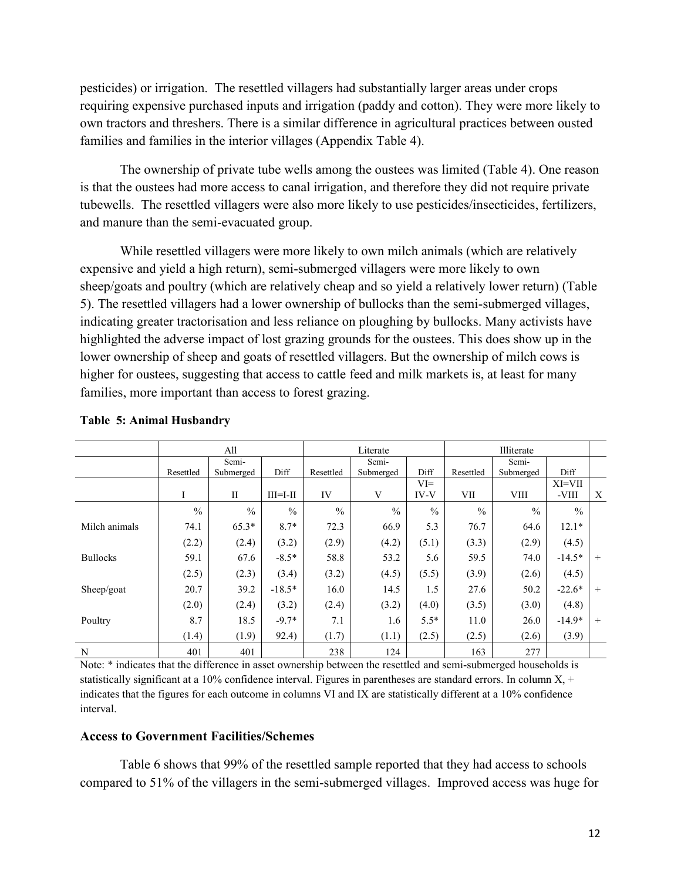pesticides) or irrigation. The resettled villagers had substantially larger areas under crops requiring expensive purchased inputs and irrigation (paddy and cotton). They were more likely to own tractors and threshers. There is a similar difference in agricultural practices between ousted families and families in the interior villages (Appendix Table 4).

The ownership of private tube wells among the oustees was limited (Table 4). One reason is that the oustees had more access to canal irrigation, and therefore they did not require private tubewells. The resettled villagers were also more likely to use pesticides/insecticides, fertilizers, and manure than the semi-evacuated group.

While resettled villagers were more likely to own milch animals (which are relatively expensive and yield a high return), semi-submerged villagers were more likely to own sheep/goats and poultry (which are relatively cheap and so yield a relatively lower return) (Table 5). The resettled villagers had a lower ownership of bullocks than the semi-submerged villages, indicating greater tractorisation and less reliance on ploughing by bullocks. Many activists have highlighted the adverse impact of lost grazing grounds for the oustees. This does show up in the lower ownership of sheep and goats of resettled villagers. But the ownership of milch cows is higher for oustees, suggesting that access to cattle feed and milk markets is, at least for many families, more important than access to forest grazing.

**Table 5: Animal Husbandry**

| | All | | | Literate | | | Illiterate | | | |
|---|---|---|---|---|---|---|---|---|---|---|
| | Resettled | Semi-Submerged | Diff | Resettled | Semi-Submerged | Diff | Resettled | Semi-Submerged | Diff | |
| | I | II | III=I-II | IV | V | VI=IV-V | VII | VIII | XI=VII-VIII | X |
| | % | % | % | % | % | % | % | % | % | |
| Milch animals | 74.1 | 65.3* | 8.7* | 72.3 | 66.9 | 5.3 | 76.7 | 64.6 | 12.1* | |
| | (2.2) | (2.4) | (3.2) | (2.9) | (4.2) | (5.1) | (3.3) | (2.9) | (4.5) | |
| Bullocks | 59.1 | 67.6 | -8.5* | 58.8 | 53.2 | 5.6 | 59.5 | 74.0 | -14.5* | + |
| | (2.5) | (2.3) | (3.4) | (3.2) | (4.5) | (5.5) | (3.9) | (2.6) | (4.5) | |
| Sheep/goat | 20.7 | 39.2 | -18.5* | 16.0 | 14.5 | 1.5 | 27.6 | 50.2 | -22.6* | + |
| | (2.0) | (2.4) | (3.2) | (2.4) | (3.2) | (4.0) | (3.5) | (3.0) | (4.8) | |
| Poultry | 8.7 | 18.5 | -9.7* | 7.1 | 1.6 | 5.5* | 11.0 | 26.0 | -14.9* | + |
| | (1.4) | (1.9) | 92.4) | (1.7) | (1.1) | (2.5) | (2.5) | (2.6) | (3.9) | |
| N | 401 | 401 | | 238 | 124 | | 163 | 277 | | |

Note: * indicates that the difference in asset ownership between the resettled and semi-submerged households is statistically significant at a 10% confidence interval. Figures in parentheses are standard errors. In column X, + indicates that the figures for each outcome in columns VI and IX are statistically different at a 10% confidence interval.

### Access to Government Facilities/Schemes

Table 6 shows that 99% of the resettled sample reported that they had access to schools compared to 51% of the villagers in the semi-submerged villages. Improved access was huge for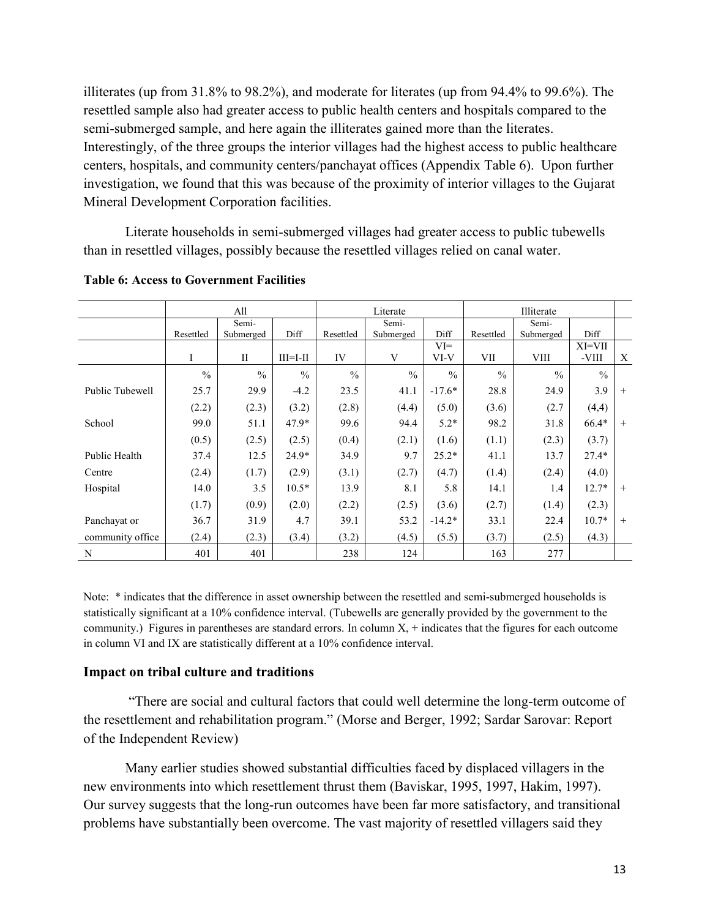illiterates (up from 31.8% to 98.2%), and moderate for literates (up from 94.4% to 99.6%). The resettled sample also had greater access to public health centers and hospitals compared to the semi-submerged sample, and here again the illiterates gained more than the literates. Interestingly, of the three groups the interior villages had the highest access to public healthcare centers, hospitals, and community centers/panchayat offices (Appendix Table 6). Upon further investigation, we found that this was because of the proximity of interior villages to the Gujarat Mineral Development Corporation facilities.

Literate households in semi-submerged villages had greater access to public tubewells than in resettled villages, possibly because the resettled villages relied on canal water.

**Table 6: Access to Government Facilities**

| | All | | | Literate | | | Illiterate | | | |
|---|---|---|---|---|---|---|---|---|---|---|
| | Resettled | Semi-Submerged | Diff | Resettled | Semi-Submerged | Diff | Resettled | Semi-Submerged | Diff | |
| | I | II | III=I-II | IV | V | VI=VI-V | VII | VIII | XI=VII-VIII | X |
| | % | % | % | % | % | % | % | % | % | |
| Public Tubewell | 25.7 | 29.9 | -4.2 | 23.5 | 41.1 | -17.6* | 28.8 | 24.9 | 3.9 | + |
| | (2.2) | (2.3) | (3.2) | (2.8) | (4.4) | (5.0) | (3.6) | (2.7 | (4,4) | |
| School | 99.0 | 51.1 | 47.9* | 99.6 | 94.4 | 5.2* | 98.2 | 31.8 | 66.4* | + |
| | (0.5) | (2.5) | (2.5) | (0.4) | (2.1) | (1.6) | (1.1) | (2.3) | (3.7) | |
| Public Health | 37.4 | 12.5 | 24.9* | 34.9 | 9.7 | 25.2* | 41.1 | 13.7 | 27.4* | |
| Centre | (2.4) | (1.7) | (2.9) | (3.1) | (2.7) | (4.7) | (1.4) | (2.4) | (4.0) | |
| Hospital | 14.0 | 3.5 | 10.5* | 13.9 | 8.1 | 5.8 | 14.1 | 1.4 | 12.7* | + |
| | (1.7) | (0.9) | (2.0) | (2.2) | (2.5) | (3.6) | (2.7) | (1.4) | (2.3) | |
| Panchayat or | 36.7 | 31.9 | 4.7 | 39.1 | 53.2 | -14.2* | 33.1 | 22.4 | 10.7* | + |
| community office | (2.4) | (2.3) | (3.4) | (3.2) | (4.5) | (5.5) | (3.7) | (2.5) | (4.3) | |
| N | 401 | 401 | | 238 | 124 | | 163 | 277 | | |

Note: * indicates that the difference in asset ownership between the resettled and semi-submerged households is statistically significant at a 10% confidence interval. (Tubewells are generally provided by the government to the community.) Figures in parentheses are standard errors. In column X, + indicates that the figures for each outcome in column VI and IX are statistically different at a 10% confidence interval.

### Impact on tribal culture and traditions

"There are social and cultural factors that could well determine the long-term outcome of the resettlement and rehabilitation program." (Morse and Berger, 1992; Sardar Sarovar: Report of the Independent Review)

Many earlier studies showed substantial difficulties faced by displaced villagers in the new environments into which resettlement thrust them (Baviskar, 1995, 1997, Hakim, 1997). Our survey suggests that the long-run outcomes have been far more satisfactory, and transitional problems have substantially been overcome. The vast majority of resettled villagers said they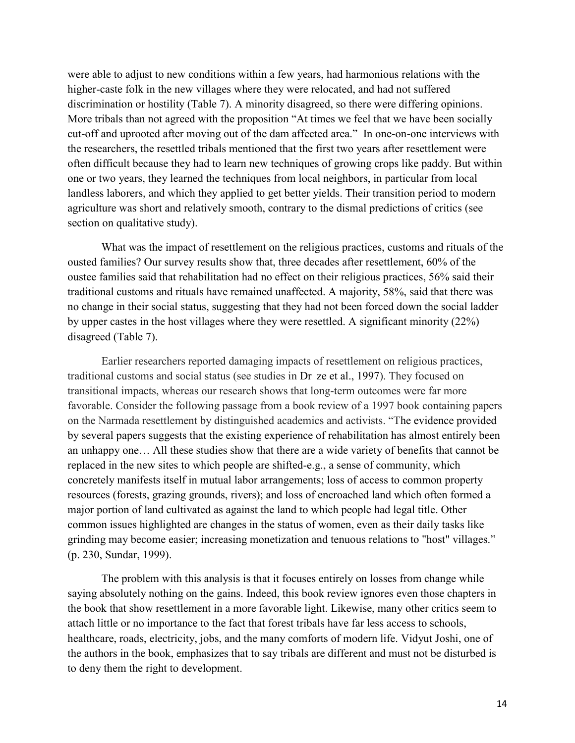were able to adjust to new conditions within a few years, had harmonious relations with the higher-caste folk in the new villages where they were relocated, and had not suffered discrimination or hostility (Table 7). A minority disagreed, so there were differing opinions. More tribals than not agreed with the proposition "At times we feel that we have been socially cut-off and uprooted after moving out of the dam affected area." In one-on-one interviews with the researchers, the resettled tribals mentioned that the first two years after resettlement were often difficult because they had to learn new techniques of growing crops like paddy. But within one or two years, they learned the techniques from local neighbors, in particular from local landless laborers, and which they applied to get better yields. Their transition period to modern agriculture was short and relatively smooth, contrary to the dismal predictions of critics (see section on qualitative study).

What was the impact of resettlement on the religious practices, customs and rituals of the ousted families? Our survey results show that, three decades after resettlement, 60% of the oustee families said that rehabilitation had no effect on their religious practices, 56% said their traditional customs and rituals have remained unaffected. A majority, 58%, said that there was no change in their social status, suggesting that they had not been forced down the social ladder by upper castes in the host villages where they were resettled. A significant minority (22%) disagreed (Table 7).

Earlier researchers reported damaging impacts of resettlement on religious practices, traditional customs and social status (see studies in Dr ze et al., 1997). They focused on transitional impacts, whereas our research shows that long-term outcomes were far more favorable. Consider the following passage from a book review of a 1997 book containing papers on the Narmada resettlement by distinguished academics and activists. "The evidence provided by several papers suggests that the existing experience of rehabilitation has almost entirely been an unhappy one… All these studies show that there are a wide variety of benefits that cannot be replaced in the new sites to which people are shifted-e.g., a sense of community, which concretely manifests itself in mutual labor arrangements; loss of access to common property resources (forests, grazing grounds, rivers); and loss of encroached land which often formed a major portion of land cultivated as against the land to which people had legal title. Other common issues highlighted are changes in the status of women, even as their daily tasks like grinding may become easier; increasing monetization and tenuous relations to "host" villages." (p. 230, Sundar, 1999).

The problem with this analysis is that it focuses entirely on losses from change while saying absolutely nothing on the gains. Indeed, this book review ignores even those chapters in the book that show resettlement in a more favorable light. Likewise, many other critics seem to attach little or no importance to the fact that forest tribals have far less access to schools, healthcare, roads, electricity, jobs, and the many comforts of modern life. Vidyut Joshi, one of the authors in the book, emphasizes that to say tribals are different and must not be disturbed is to deny them the right to development.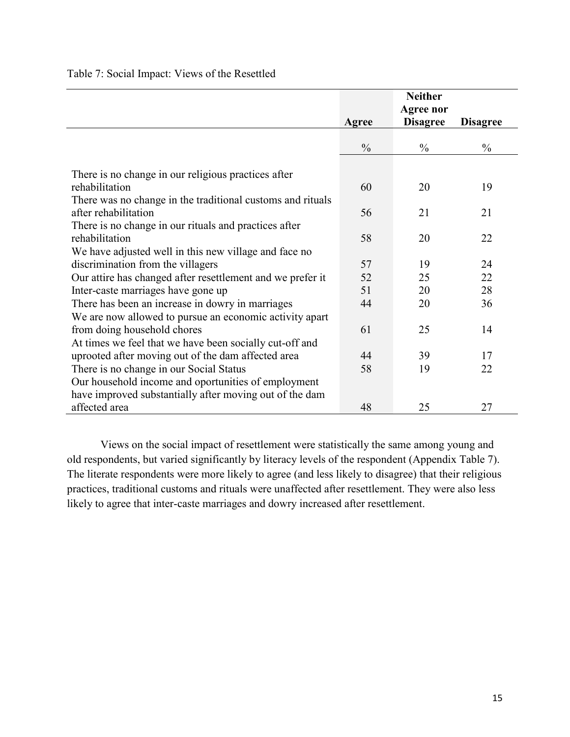Table 7: Social Impact: Views of the Resettled

| | Agree | Neither Agree nor Disagree | Disagree |
|---|---|---|---|
| | % | % | % |
| There is no change in our religious practices after rehabilitation | 60 | 20 | 19 |
| There was no change in the traditional customs and rituals after rehabilitation | 56 | 21 | 21 |
| There is no change in our rituals and practices after rehabilitation | 58 | 20 | 22 |
| We have adjusted well in this new village and face no discrimination from the villagers | 57 | 19 | 24 |
| Our attire has changed after resettlement and we prefer it | 52 | 25 | 22 |
| Inter-caste marriages have gone up | 51 | 20 | 28 |
| There has been an increase in dowry in marriages | 44 | 20 | 36 |
| We are now allowed to pursue an economic activity apart from doing household chores | 61 | 25 | 14 |
| At times we feel that we have been socially cut-off and uprooted after moving out of the dam affected area | 44 | 39 | 17 |
| There is no change in our Social Status | 58 | 19 | 22 |
| Our household income and oportunities of employment have improved substantially after moving out of the dam affected area | 48 | 25 | 27 |

Views on the social impact of resettlement were statistically the same among young and old respondents, but varied significantly by literacy levels of the respondent (Appendix Table 7). The literate respondents were more likely to agree (and less likely to disagree) that their religious practices, traditional customs and rituals were unaffected after resettlement. They were also less likely to agree that inter-caste marriages and dowry increased after resettlement.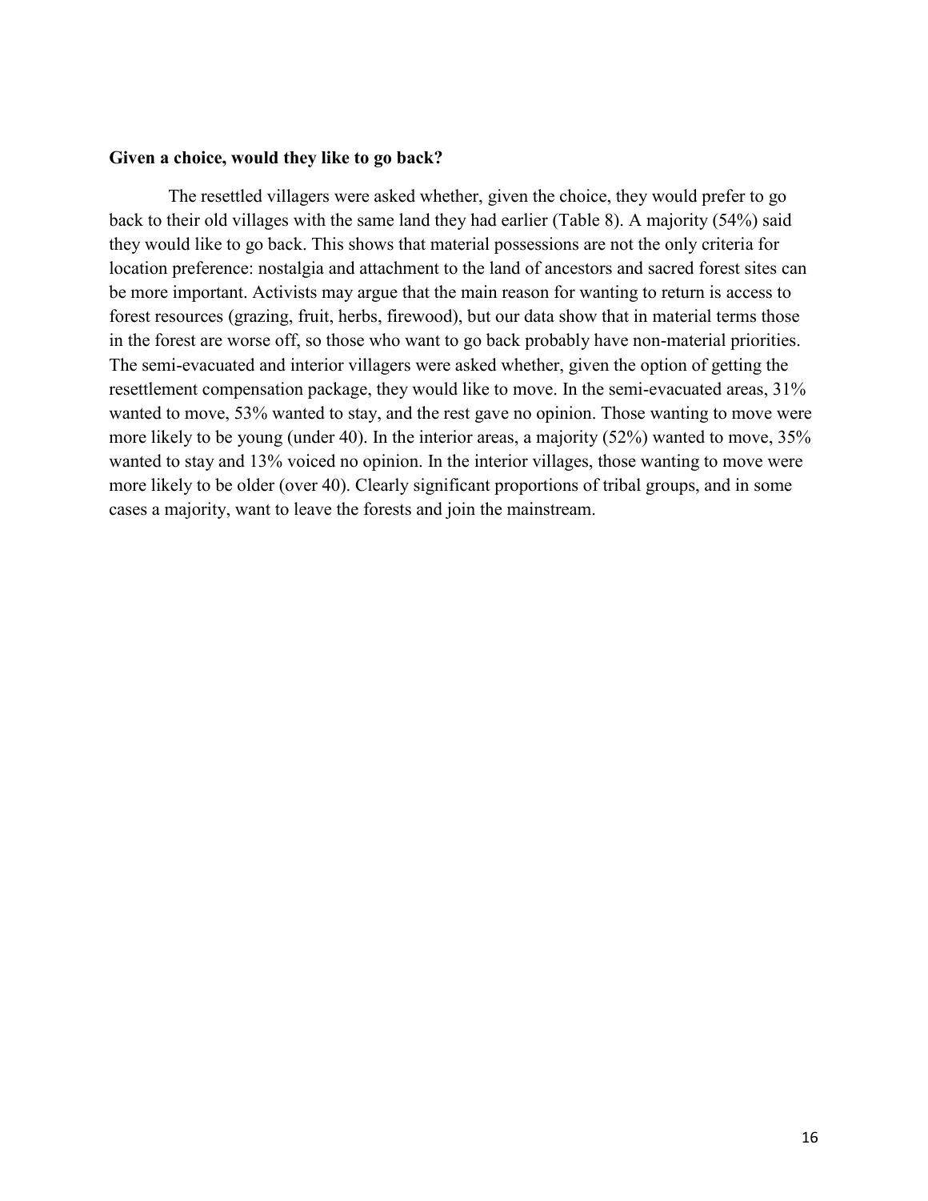**Given a choice, would they like to go back?**

The resettled villagers were asked whether, given the choice, they would prefer to go back to their old villages with the same land they had earlier (Table 8). A majority (54%) said they would like to go back. This shows that material possessions are not the only criteria for location preference: nostalgia and attachment to the land of ancestors and sacred forest sites can be more important. Activists may argue that the main reason for wanting to return is access to forest resources (grazing, fruit, herbs, firewood), but our data show that in material terms those in the forest are worse off, so those who want to go back probably have non-material priorities. The semi-evacuated and interior villagers were asked whether, given the option of getting the resettlement compensation package, they would like to move. In the semi-evacuated areas, 31% wanted to move, 53% wanted to stay, and the rest gave no opinion. Those wanting to move were more likely to be young (under 40). In the interior areas, a majority (52%) wanted to move, 35% wanted to stay and 13% voiced no opinion. In the interior villages, those wanting to move were more likely to be older (over 40). Clearly significant proportions of tribal groups, and in some cases a majority, want to leave the forests and join the mainstream.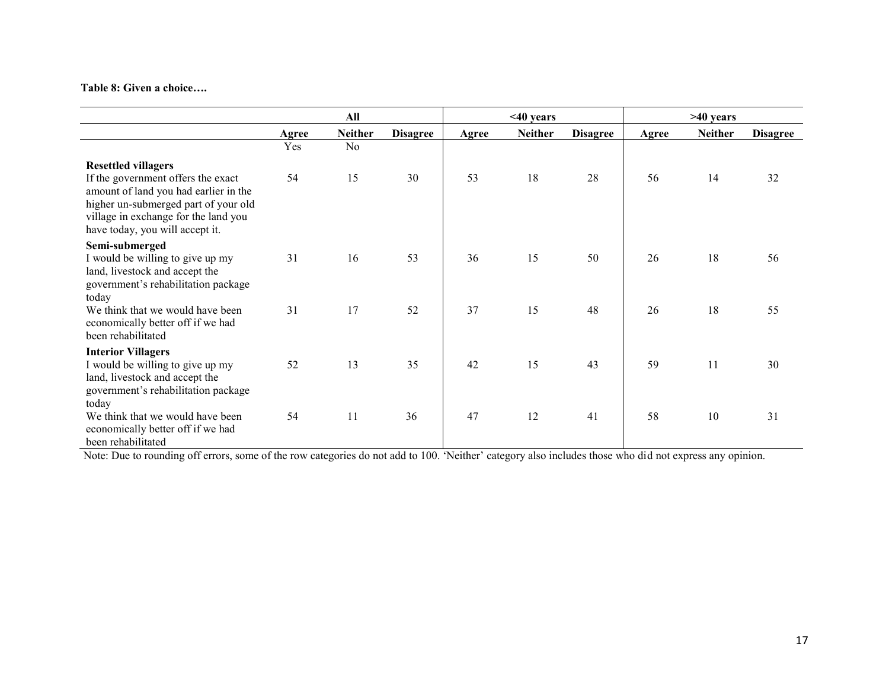**Table 8: Given a choice….**

| | All | | | <40 years | | | >40 years | | |
|---|---|---|---|---|---|---|---|---|---|
| | Agree | Neither | Disagree | Agree | Neither | Disagree | Agree | Neither | Disagree |
| | Yes | No | | | | | | | |
| **Resettled villagers** | | | | | | | | | |
| If the government offers the exact amount of land you had earlier in the higher un-submerged part of your old village in exchange for the land you have today, you will accept it. | 54 | 15 | 30 | 53 | 18 | 28 | 56 | 14 | 32 |
| **Semi-submerged** | | | | | | | | | |
| I would be willing to give up my land, livestock and accept the government's rehabilitation package today | 31 | 16 | 53 | 36 | 15 | 50 | 26 | 18 | 56 |
| We think that we would have been economically better off if we had been rehabilitated | 31 | 17 | 52 | 37 | 15 | 48 | 26 | 18 | 55 |
| **Interior Villagers** | | | | | | | | | |
| I would be willing to give up my land, livestock and accept the government's rehabilitation package today | 52 | 13 | 35 | 42 | 15 | 43 | 59 | 11 | 30 |
| We think that we would have been economically better off if we had been rehabilitated | 54 | 11 | 36 | 47 | 12 | 41 | 58 | 10 | 31 |

Note: Due to rounding off errors, some of the row categories do not add to 100. 'Neither' category also includes those who did not express any opinion.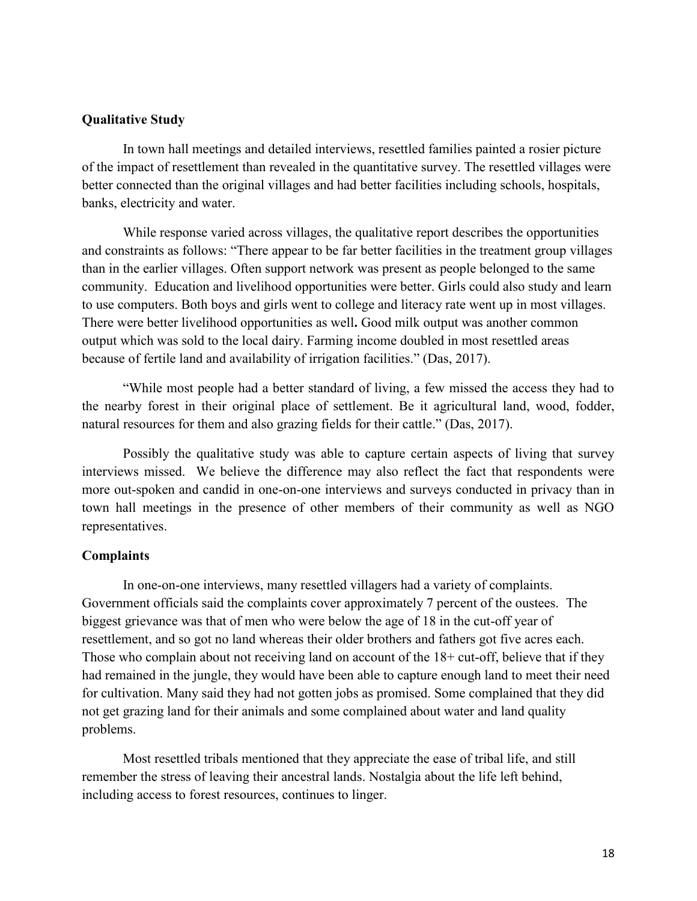**Qualitative Study**

In town hall meetings and detailed interviews, resettled families painted a rosier picture of the impact of resettlement than revealed in the quantitative survey. The resettled villages were better connected than the original villages and had better facilities including schools, hospitals, banks, electricity and water.

While response varied across villages, the qualitative report describes the opportunities and constraints as follows: "There appear to be far better facilities in the treatment group villages than in the earlier villages. Often support network was present as people belonged to the same community. Education and livelihood opportunities were better. Girls could also study and learn to use computers. Both boys and girls went to college and literacy rate went up in most villages. There were better livelihood opportunities as well**.** Good milk output was another common output which was sold to the local dairy. Farming income doubled in most resettled areas because of fertile land and availability of irrigation facilities." (Das, 2017).

"While most people had a better standard of living, a few missed the access they had to the nearby forest in their original place of settlement. Be it agricultural land, wood, fodder, natural resources for them and also grazing fields for their cattle." (Das, 2017).

Possibly the qualitative study was able to capture certain aspects of living that survey interviews missed. We believe the difference may also reflect the fact that respondents were more out-spoken and candid in one-on-one interviews and surveys conducted in privacy than in town hall meetings in the presence of other members of their community as well as NGO representatives.

**Complaints**

In one-on-one interviews, many resettled villagers had a variety of complaints. Government officials said the complaints cover approximately 7 percent of the oustees. The biggest grievance was that of men who were below the age of 18 in the cut-off year of resettlement, and so got no land whereas their older brothers and fathers got five acres each. Those who complain about not receiving land on account of the 18+ cut-off, believe that if they had remained in the jungle, they would have been able to capture enough land to meet their need for cultivation. Many said they had not gotten jobs as promised. Some complained that they did not get grazing land for their animals and some complained about water and land quality problems.

Most resettled tribals mentioned that they appreciate the ease of tribal life, and still remember the stress of leaving their ancestral lands. Nostalgia about the life left behind, including access to forest resources, continues to linger.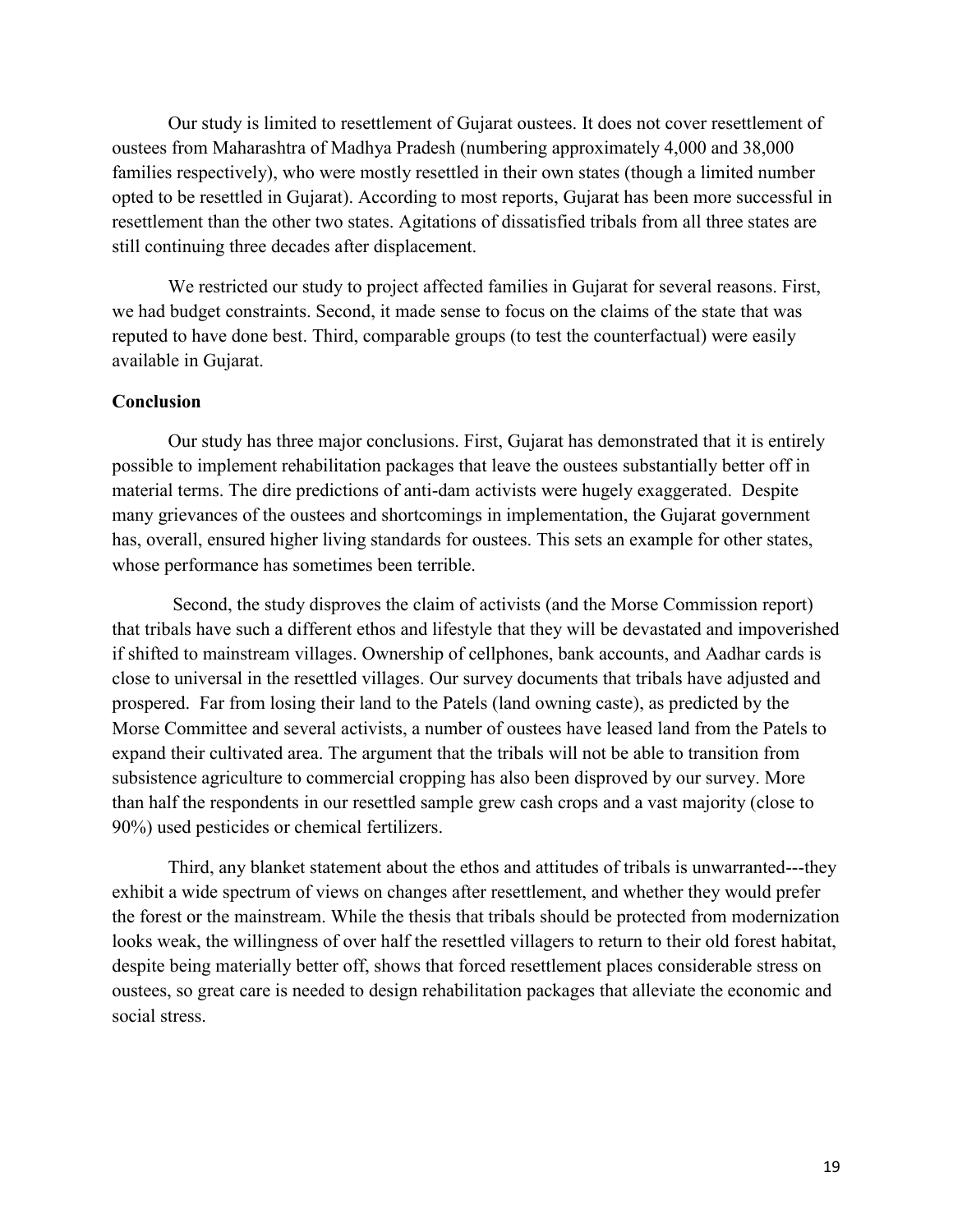Our study is limited to resettlement of Gujarat oustees. It does not cover resettlement of oustees from Maharashtra of Madhya Pradesh (numbering approximately 4,000 and 38,000 families respectively), who were mostly resettled in their own states (though a limited number opted to be resettled in Gujarat). According to most reports, Gujarat has been more successful in resettlement than the other two states. Agitations of dissatisfied tribals from all three states are still continuing three decades after displacement.

We restricted our study to project affected families in Gujarat for several reasons. First, we had budget constraints. Second, it made sense to focus on the claims of the state that was reputed to have done best. Third, comparable groups (to test the counterfactual) were easily available in Gujarat.

**Conclusion**

Our study has three major conclusions. First, Gujarat has demonstrated that it is entirely possible to implement rehabilitation packages that leave the oustees substantially better off in material terms. The dire predictions of anti-dam activists were hugely exaggerated. Despite many grievances of the oustees and shortcomings in implementation, the Gujarat government has, overall, ensured higher living standards for oustees. This sets an example for other states, whose performance has sometimes been terrible.

Second, the study disproves the claim of activists (and the Morse Commission report) that tribals have such a different ethos and lifestyle that they will be devastated and impoverished if shifted to mainstream villages. Ownership of cellphones, bank accounts, and Aadhar cards is close to universal in the resettled villages. Our survey documents that tribals have adjusted and prospered. Far from losing their land to the Patels (land owning caste), as predicted by the Morse Committee and several activists, a number of oustees have leased land from the Patels to expand their cultivated area. The argument that the tribals will not be able to transition from subsistence agriculture to commercial cropping has also been disproved by our survey. More than half the respondents in our resettled sample grew cash crops and a vast majority (close to 90%) used pesticides or chemical fertilizers.

Third, any blanket statement about the ethos and attitudes of tribals is unwarranted---they exhibit a wide spectrum of views on changes after resettlement, and whether they would prefer the forest or the mainstream. While the thesis that tribals should be protected from modernization looks weak, the willingness of over half the resettled villagers to return to their old forest habitat, despite being materially better off, shows that forced resettlement places considerable stress on oustees, so great care is needed to design rehabilitation packages that alleviate the economic and social stress.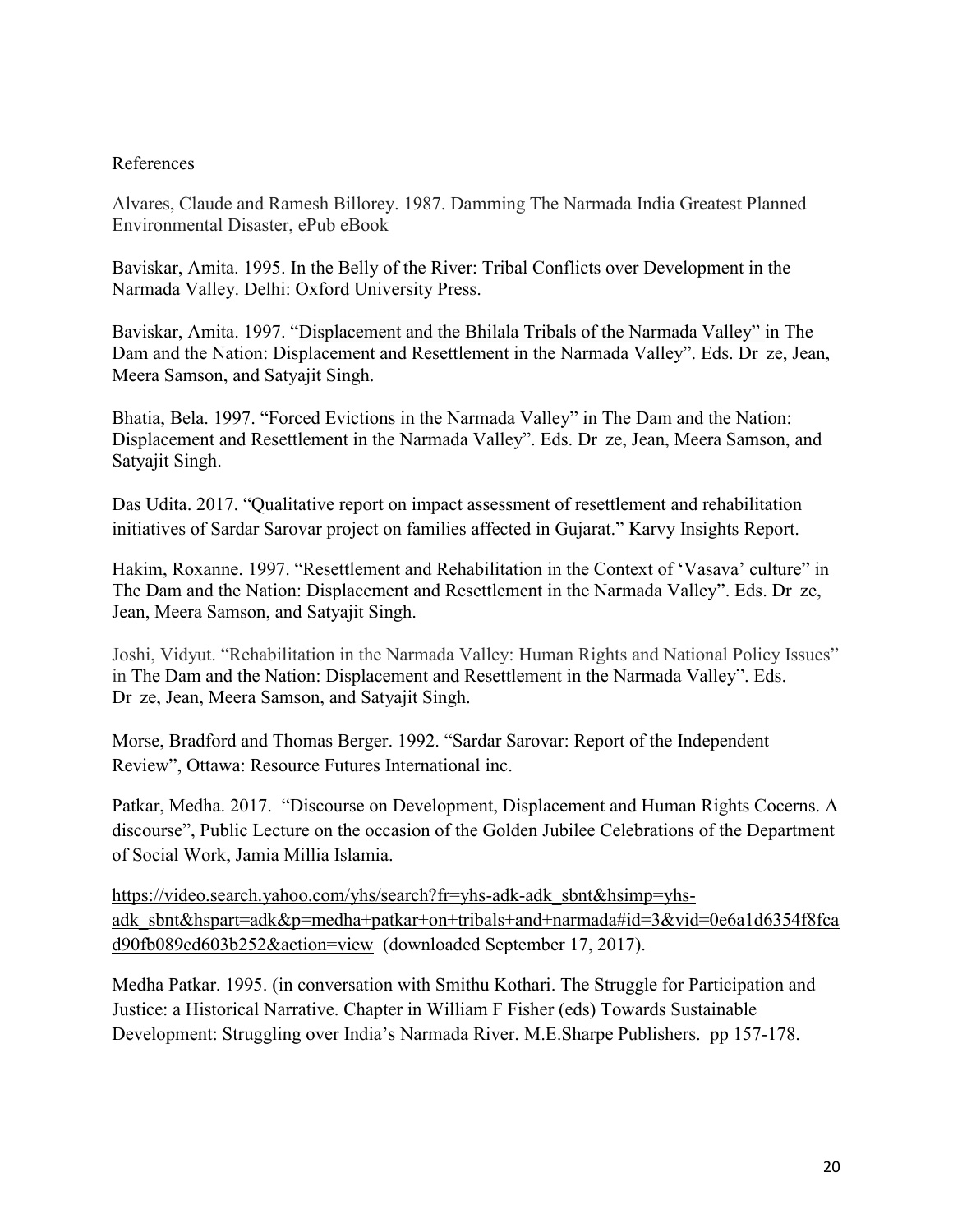References

Alvares, Claude and Ramesh Billorey. 1987. Damming The Narmada India Greatest Planned Environmental Disaster, ePub eBook

Baviskar, Amita. 1995. In the Belly of the River: Tribal Conflicts over Development in the Narmada Valley. Delhi: Oxford University Press.

Baviskar, Amita. 1997. "Displacement and the Bhilala Tribals of the Narmada Valley" in The Dam and the Nation: Displacement and Resettlement in the Narmada Valley". Eds. Dr ze, Jean, Meera Samson, and Satyajit Singh.

Bhatia, Bela. 1997. "Forced Evictions in the Narmada Valley" in The Dam and the Nation: Displacement and Resettlement in the Narmada Valley". Eds. Dr ze, Jean, Meera Samson, and Satyajit Singh.

Das Udita. 2017. "Qualitative report on impact assessment of resettlement and rehabilitation initiatives of Sardar Sarovar project on families affected in Gujarat." Karvy Insights Report.

Hakim, Roxanne. 1997. "Resettlement and Rehabilitation in the Context of 'Vasava' culture" in The Dam and the Nation: Displacement and Resettlement in the Narmada Valley". Eds. Dr ze, Jean, Meera Samson, and Satyajit Singh.

Joshi, Vidyut. "Rehabilitation in the Narmada Valley: Human Rights and National Policy Issues" in The Dam and the Nation: Displacement and Resettlement in the Narmada Valley". Eds. Dr ze, Jean, Meera Samson, and Satyajit Singh.

Morse, Bradford and Thomas Berger. 1992. "Sardar Sarovar: Report of the Independent Review", Ottawa: Resource Futures International inc.

Patkar, Medha. 2017. "Discourse on Development, Displacement and Human Rights Cocerns. A discourse", Public Lecture on the occasion of the Golden Jubilee Celebrations of the Department of Social Work, Jamia Millia Islamia.

https://video.search.yahoo.com/yhs/search?fr=yhs-adk-adk_sbnt&hsimp=yhs-adk_sbnt&hspart=adk&p=medha+patkar+on+tribals+and+narmada#id=3&vid=0e6a1d6354f8fcad90fb089cd603b252&action=view (downloaded September 17, 2017).

Medha Patkar. 1995. (in conversation with Smithu Kothari. The Struggle for Participation and Justice: a Historical Narrative. Chapter in William F Fisher (eds) Towards Sustainable Development: Struggling over India's Narmada River. M.E.Sharpe Publishers. pp 157-178.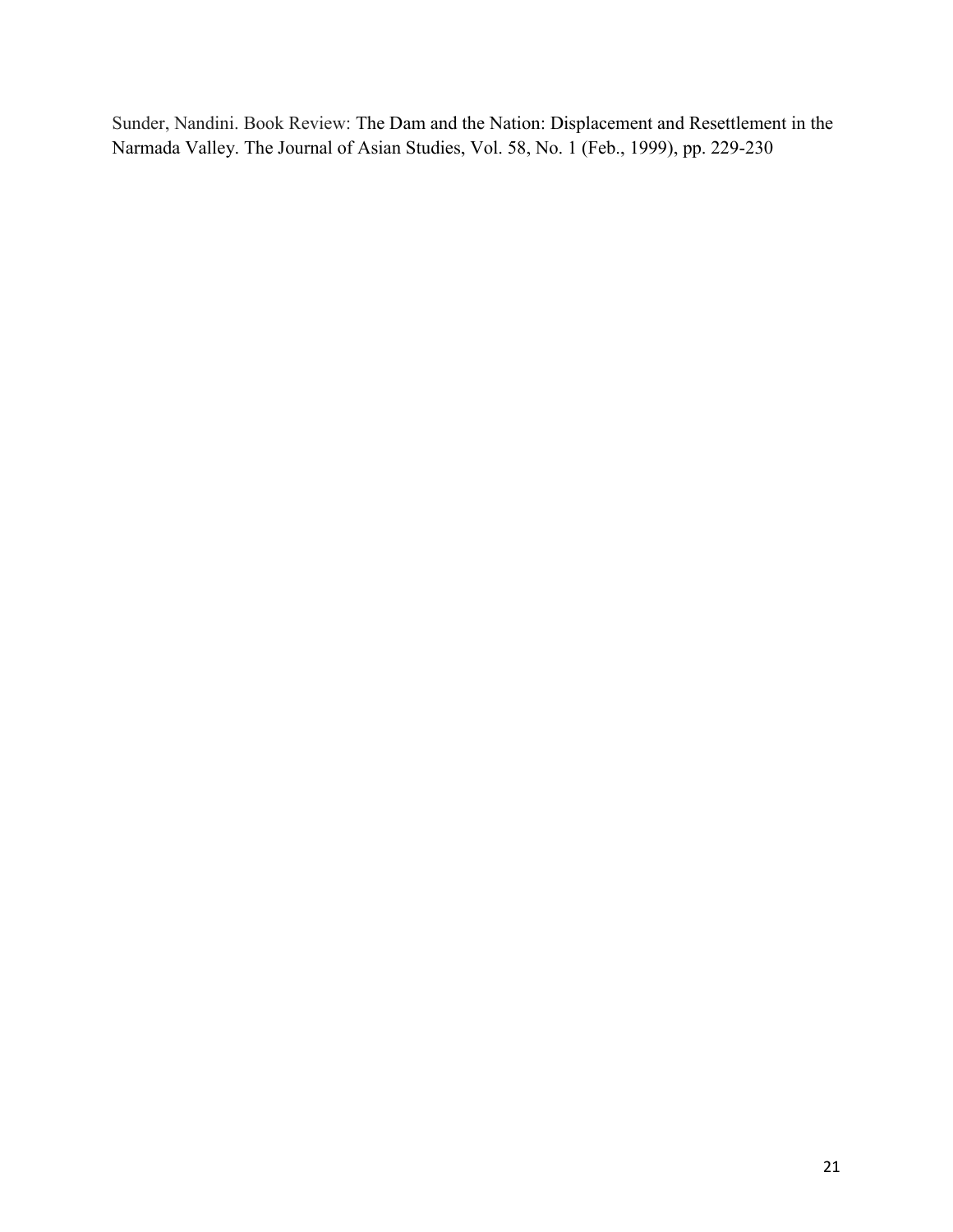Sunder, Nandini. Book Review: The Dam and the Nation: Displacement and Resettlement in the Narmada Valley. The Journal of Asian Studies, Vol. 58, No. 1 (Feb., 1999), pp. 229-230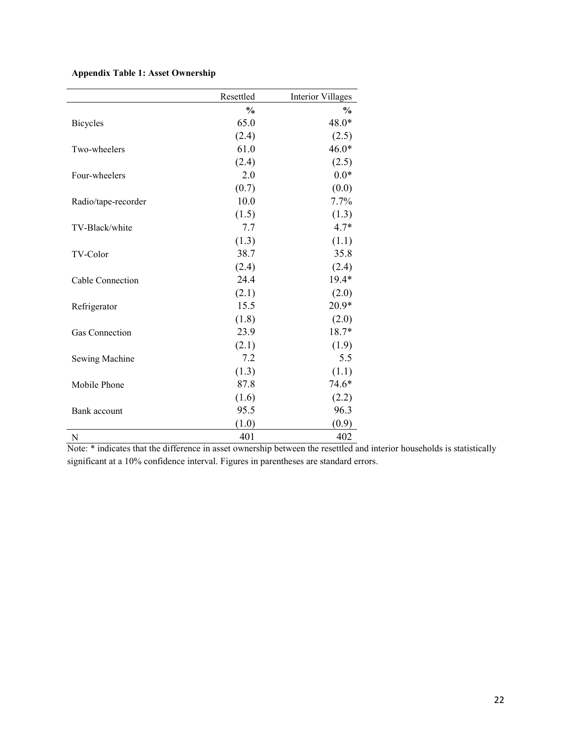**Appendix Table 1: Asset Ownership**

| | Resettled | Interior Villages |
|---|---|---|
| | **%** | **%** |
| Bicycles | 65.0 | 48.0* |
| | (2.4) | (2.5) |
| Two-wheelers | 61.0 | 46.0* |
| | (2.4) | (2.5) |
| Four-wheelers | 2.0 | 0.0* |
| | (0.7) | (0.0) |
| Radio/tape-recorder | 10.0 | 7.7% |
| | (1.5) | (1.3) |
| TV-Black/white | 7.7 | 4.7* |
| | (1.3) | (1.1) |
| TV-Color | 38.7 | 35.8 |
| | (2.4) | (2.4) |
| Cable Connection | 24.4 | 19.4* |
| | (2.1) | (2.0) |
| Refrigerator | 15.5 | 20.9* |
| | (1.8) | (2.0) |
| Gas Connection | 23.9 | 18.7* |
| | (2.1) | (1.9) |
| Sewing Machine | 7.2 | 5.5 |
| | (1.3) | (1.1) |
| Mobile Phone | 87.8 | 74.6* |
| | (1.6) | (2.2) |
| Bank account | 95.5 | 96.3 |
| | (1.0) | (0.9) |
| N | 401 | 402 |

Note: * indicates that the difference in asset ownership between the resettled and interior households is statistically significant at a 10% confidence interval. Figures in parentheses are standard errors.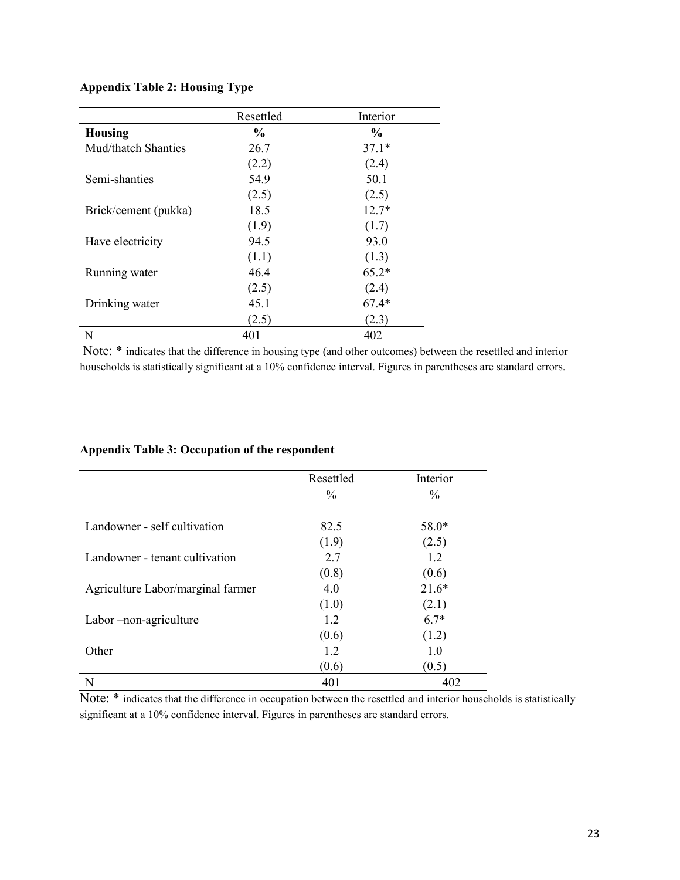**Appendix Table 2: Housing Type**

| | Resettled | Interior |
|---|---|---|
| **Housing** | **%** | **%** |
| Mud/thatch Shanties | 26.7 | 37.1* |
| | (2.2) | (2.4) |
| Semi-shanties | 54.9 | 50.1 |
| | (2.5) | (2.5) |
| Brick/cement (pukka) | 18.5 | 12.7* |
| | (1.9) | (1.7) |
| Have electricity | 94.5 | 93.0 |
| | (1.1) | (1.3) |
| Running water | 46.4 | 65.2* |
| | (2.5) | (2.4) |
| Drinking water | 45.1 | 67.4* |
| | (2.5) | (2.3) |
| N | 401 | 402 |

Note: * indicates that the difference in housing type (and other outcomes) between the resettled and interior households is statistically significant at a 10% confidence interval. Figures in parentheses are standard errors.

**Appendix Table 3: Occupation of the respondent**

| | Resettled | Interior |
|---|---|---|
| | % | % |
| Landowner - self cultivation | 82.5 | 58.0* |
| | (1.9) | (2.5) |
| Landowner - tenant cultivation | 2.7 | 1.2 |
| | (0.8) | (0.6) |
| Agriculture Labor/marginal farmer | 4.0 | 21.6* |
| | (1.0) | (2.1) |
| Labor –non-agriculture | 1.2 | 6.7* |
| | (0.6) | (1.2) |
| Other | 1.2 | 1.0 |
| | (0.6) | (0.5) |
| N | 401 | 402 |

Note: * indicates that the difference in occupation between the resettled and interior households is statistically significant at a 10% confidence interval. Figures in parentheses are standard errors.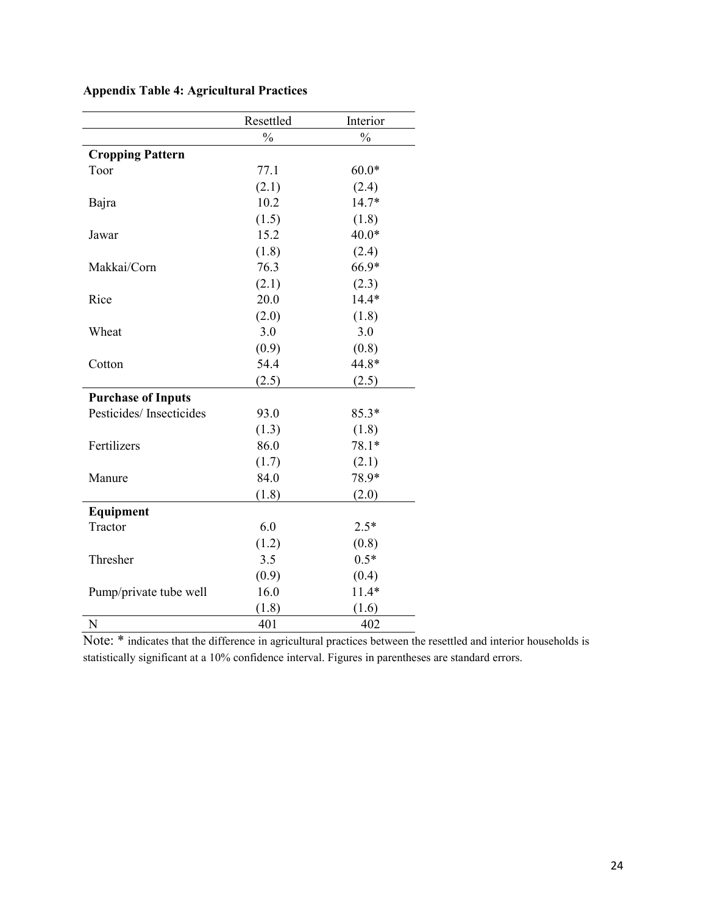**Appendix Table 4: Agricultural Practices**

| | Resettled | Interior |
|---|---|---|
| | % | % |
| **Cropping Pattern** | | |
| Toor | 77.1 | 60.0* |
| | (2.1) | (2.4) |
| Bajra | 10.2 | 14.7* |
| | (1.5) | (1.8) |
| Jawar | 15.2 | 40.0* |
| | (1.8) | (2.4) |
| Makkai/Corn | 76.3 | 66.9* |
| | (2.1) | (2.3) |
| Rice | 20.0 | 14.4* |
| | (2.0) | (1.8) |
| Wheat | 3.0 | 3.0 |
| | (0.9) | (0.8) |
| Cotton | 54.4 | 44.8* |
| | (2.5) | (2.5) |
| **Purchase of Inputs** | | |
| Pesticides/ Insecticides | 93.0 | 85.3* |
| | (1.3) | (1.8) |
| Fertilizers | 86.0 | 78.1* |
| | (1.7) | (2.1) |
| Manure | 84.0 | 78.9* |
| | (1.8) | (2.0) |
| **Equipment** | | |
| Tractor | 6.0 | 2.5* |
| | (1.2) | (0.8) |
| Thresher | 3.5 | 0.5* |
| | (0.9) | (0.4) |
| Pump/private tube well | 16.0 | 11.4* |
| | (1.8) | (1.6) |
| N | 401 | 402 |

Note: * indicates that the difference in agricultural practices between the resettled and interior households is statistically significant at a 10% confidence interval. Figures in parentheses are standard errors.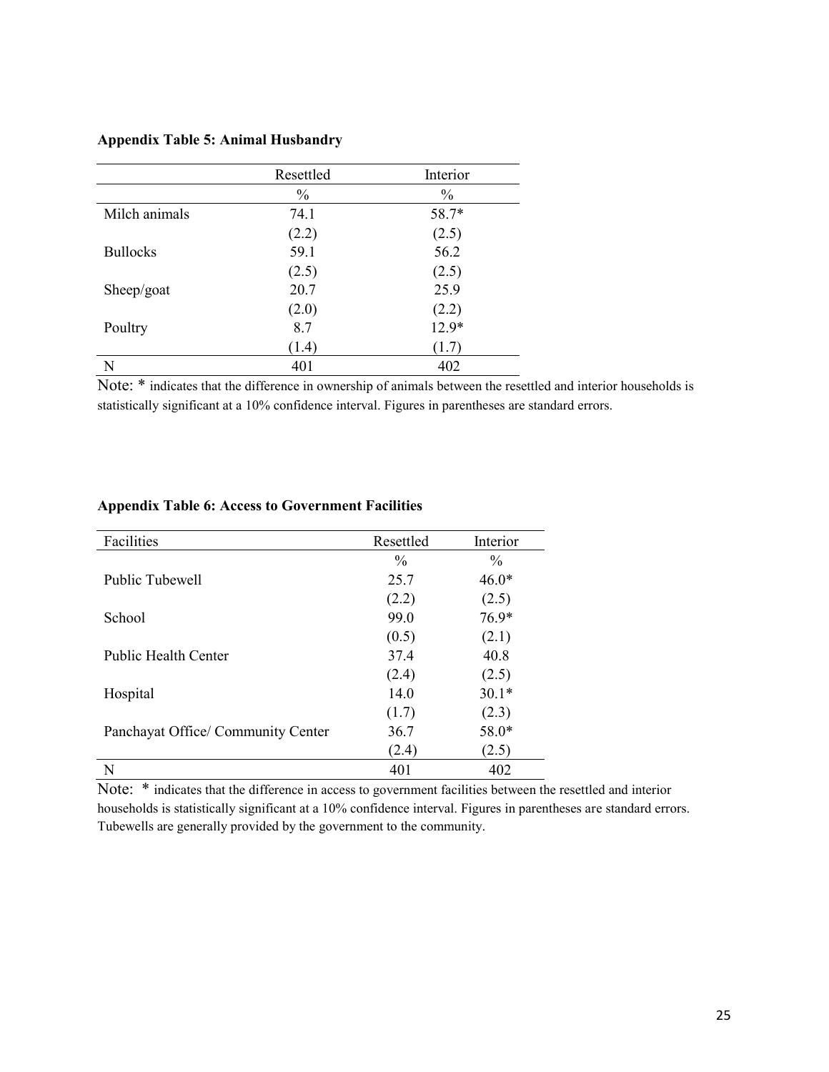**Appendix Table 5: Animal Husbandry**

| | Resettled | Interior |
|---|---|---|
| | % | % |
| Milch animals | 74.1 | 58.7* |
| | (2.2) | (2.5) |
| Bullocks | 59.1 | 56.2 |
| | (2.5) | (2.5) |
| Sheep/goat | 20.7 | 25.9 |
| | (2.0) | (2.2) |
| Poultry | 8.7 | 12.9* |
| | (1.4) | (1.7) |
| N | 401 | 402 |

Note: * indicates that the difference in ownership of animals between the resettled and interior households is statistically significant at a 10% confidence interval. Figures in parentheses are standard errors.

**Appendix Table 6: Access to Government Facilities**

| Facilities | Resettled | Interior |
|---|---|---|
| | % | % |
| Public Tubewell | 25.7 | 46.0* |
| | (2.2) | (2.5) |
| School | 99.0 | 76.9* |
| | (0.5) | (2.1) |
| Public Health Center | 37.4 | 40.8 |
| | (2.4) | (2.5) |
| Hospital | 14.0 | 30.1* |
| | (1.7) | (2.3) |
| Panchayat Office/ Community Center | 36.7 | 58.0* |
| | (2.4) | (2.5) |
| N | 401 | 402 |

Note: * indicates that the difference in access to government facilities between the resettled and interior households is statistically significant at a 10% confidence interval. Figures in parentheses are standard errors. Tubewells are generally provided by the government to the community.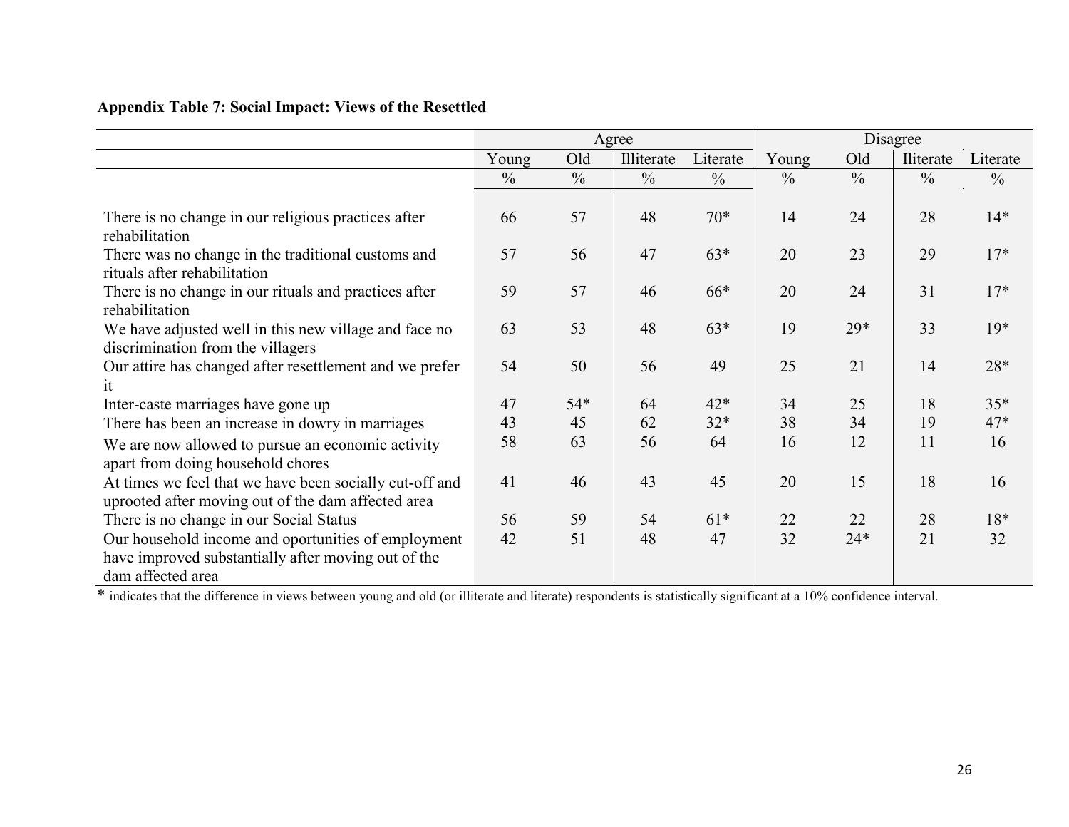**Appendix Table 7: Social Impact: Views of the Resettled**

| | Agree | | | | Disagree | | | |
|---|---|---|---|---|---|---|---|---|
| | Young | Old | Illiterate | Literate | Young | Old | Iliterate | Literate |
| | % | % | % | % | % | % | % | % |
| There is no change in our religious practices after rehabilitation | 66 | 57 | 48 | 70* | 14 | 24 | 28 | 14* |
| There was no change in the traditional customs and rituals after rehabilitation | 57 | 56 | 47 | 63* | 20 | 23 | 29 | 17* |
| There is no change in our rituals and practices after rehabilitation | 59 | 57 | 46 | 66* | 20 | 24 | 31 | 17* |
| We have adjusted well in this new village and face no discrimination from the villagers | 63 | 53 | 48 | 63* | 19 | 29* | 33 | 19* |
| Our attire has changed after resettlement and we prefer it | 54 | 50 | 56 | 49 | 25 | 21 | 14 | 28* |
| Inter-caste marriages have gone up | 47 | 54* | 64 | 42* | 34 | 25 | 18 | 35* |
| There has been an increase in dowry in marriages | 43 | 45 | 62 | 32* | 38 | 34 | 19 | 47* |
| We are now allowed to pursue an economic activity apart from doing household chores | 58 | 63 | 56 | 64 | 16 | 12 | 11 | 16 |
| At times we feel that we have been socially cut-off and uprooted after moving out of the dam affected area | 41 | 46 | 43 | 45 | 20 | 15 | 18 | 16 |
| There is no change in our Social Status | 56 | 59 | 54 | 61* | 22 | 22 | 28 | 18* |
| Our household income and oportunities of employment have improved substantially after moving out of the dam affected area | 42 | 51 | 48 | 47 | 32 | 24* | 21 | 32 |

* indicates that the difference in views between young and old (or illiterate and literate) respondents is statistically significant at a 10% confidence interval.